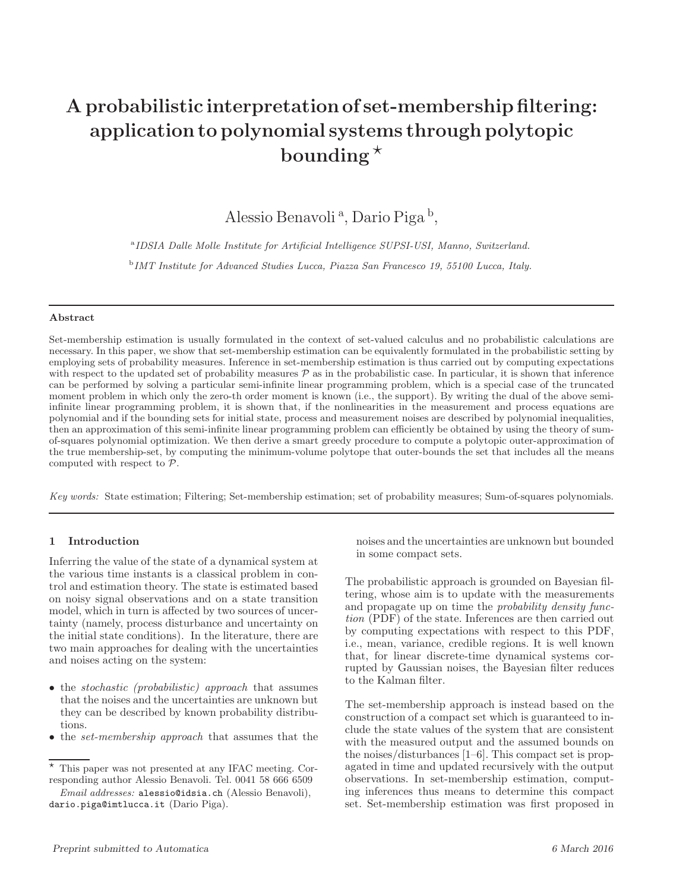# A probabilistic interpretation of set-membership filtering: application to polynomial systems through polytopic bounding ⋆

Alessio Benavoli [a], Dario Piga [b],

[a] *IDSIA Dalle Molle Institute for Artificial Intelligence SUPSI-USI, Manno, Switzerland.*

[b] *IMT Institute for Advanced Studies Lucca, Piazza San Francesco 19, 55100 Lucca, Italy.*

## Abstract

Set-membership estimation is usually formulated in the context of set-valued calculus and no probabilistic calculations are necessary. In this paper, we show that set-membership estimation can be equivalently formulated in the probabilistic setting by employing sets of probability measures. Inference in set-membership estimation is thus carried out by computing expectations with respect to the updated set of probability measures $\mathcal{P}$ as in the probabilistic case. In particular, it is shown that inference can be performed by solving a particular semi-infinite linear programming problem, which is a special case of the truncated moment problem in which only the zero-th order moment is known (i.e., the support). By writing the dual of the above semi-infinite linear programming problem, it is shown that, if the nonlinearities in the measurement and process equations are polynomial and if the bounding sets for initial state, process and measurement noises are described by polynomial inequalities, then an approximation of this semi-infinite linear programming problem can efficiently be obtained by using the theory of sum-of-squares polynomial optimization. We then derive a smart greedy procedure to compute a polytopic outer-approximation of the true membership-set, by computing the minimum-volume polytope that outer-bounds the set that includes all the means computed with respect to $\mathcal{P}$.

*Key words:* State estimation; Filtering; Set-membership estimation; set of probability measures; Sum-of-squares polynomials.

## 1 Introduction

Inferring the value of the state of a dynamical system at the various time instants is a classical problem in control and estimation theory. The state is estimated based on noisy signal observations and on a state transition model, which in turn is affected by two sources of uncertainty (namely, process disturbance and uncertainty on the initial state conditions). In the literature, there are two main approaches for dealing with the uncertainties and noises acting on the system:

- the *stochastic (probabilistic) approach* that assumes that the noises and the uncertainties are unknown but they can be described by known probability distributions.
- the *set-membership approach* that assumes that the noises and the uncertainties are unknown but bounded in some compact sets.

The probabilistic approach is grounded on Bayesian filtering, whose aim is to update with the measurements and propagate up on time the *probability density function* (PDF) of the state. Inferences are then carried out by computing expectations with respect to this PDF, i.e., mean, variance, credible regions. It is well known that, for linear discrete-time dynamical systems corrupted by Gaussian noises, the Bayesian filter reduces to the Kalman filter.

The set-membership approach is instead based on the construction of a compact set which is guaranteed to include the state values of the system that are consistent with the measured output and the assumed bounds on the noises/disturbances [1–6]. This compact set is propagated in time and updated recursively with the output observations. In set-membership estimation, computing inferences thus means to determine this compact set. Set-membership estimation was first proposed in

⋆ This paper was not presented at any IFAC meeting. Corresponding author Alessio Benavoli. Tel. 0041 58 666 6509

*Email addresses:* alessio@idsia.ch (Alessio Benavoli), dario.piga@imtlucca.it (Dario Piga).

Preprint submitted to Automatica

6 March 2016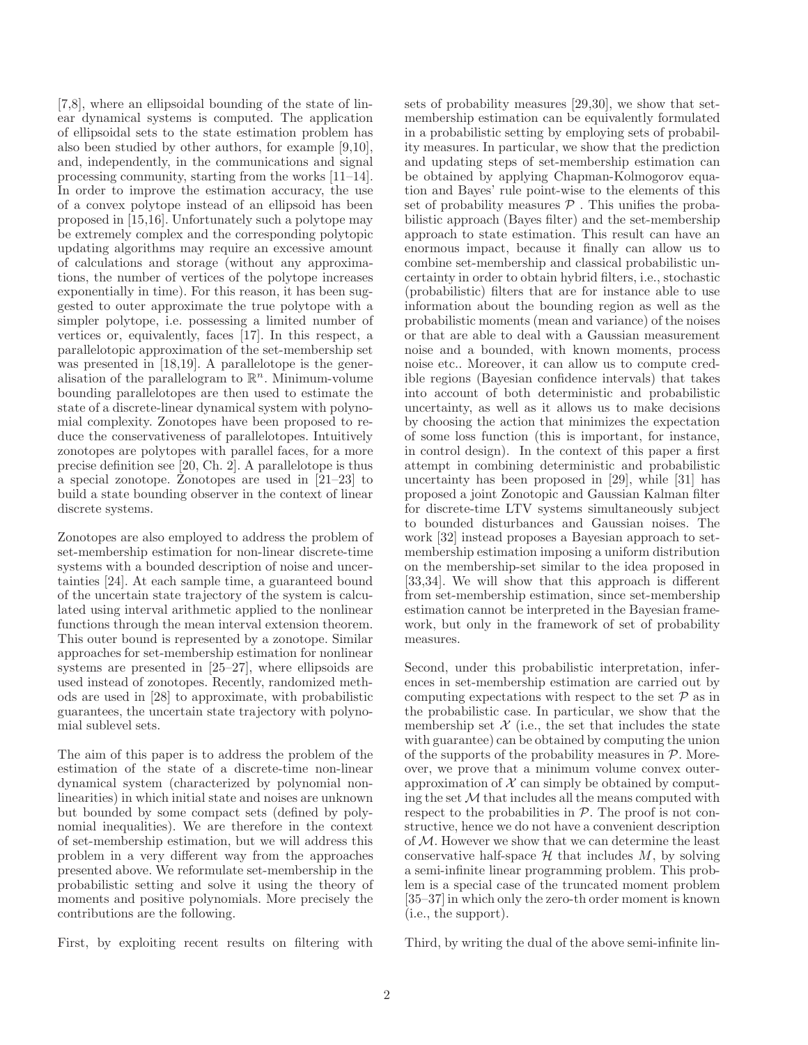[7,8], where an ellipsoidal bounding of the state of linear dynamical systems is computed. The application of ellipsoidal sets to the state estimation problem has also been studied by other authors, for example [9,10], and, independently, in the communications and signal processing community, starting from the works [11–14]. In order to improve the estimation accuracy, the use of a convex polytope instead of an ellipsoid has been proposed in [15,16]. Unfortunately such a polytope may be extremely complex and the corresponding polytopic updating algorithms may require an excessive amount of calculations and storage (without any approximations, the number of vertices of the polytope increases exponentially in time). For this reason, it has been suggested to outer approximate the true polytope with a simpler polytope, i.e. possessing a limited number of vertices or, equivalently, faces [17]. In this respect, a parallelotopic approximation of the set-membership set was presented in [18,19]. A parallelotope is the generalisation of the parallelogram to $\mathbb{R}^n$. Minimum-volume bounding parallelotopes are then used to estimate the state of a discrete-linear dynamical system with polynomial complexity. Zonotopes have been proposed to reduce the conservativeness of parallelotopes. Intuitively zonotopes are polytopes with parallel faces, for a more precise definition see [20, Ch. 2]. A parallelotope is thus a special zonotope. Zonotopes are used in [21–23] to build a state bounding observer in the context of linear discrete systems.

Zonotopes are also employed to address the problem of set-membership estimation for non-linear discrete-time systems with a bounded description of noise and uncertainties [24]. At each sample time, a guaranteed bound of the uncertain state trajectory of the system is calculated using interval arithmetic applied to the nonlinear functions through the mean interval extension theorem. This outer bound is represented by a zonotope. Similar approaches for set-membership estimation for nonlinear systems are presented in [25–27], where ellipsoids are used instead of zonotopes. Recently, randomized methods are used in [28] to approximate, with probabilistic guarantees, the uncertain state trajectory with polynomial sublevel sets.

The aim of this paper is to address the problem of the estimation of the state of a discrete-time non-linear dynamical system (characterized by polynomial nonlinearities) in which initial state and noises are unknown but bounded by some compact sets (defined by polynomial inequalities). We are therefore in the context of set-membership estimation, but we will address this problem in a very different way from the approaches presented above. We reformulate set-membership in the probabilistic setting and solve it using the theory of moments and positive polynomials. More precisely the contributions are the following.

First, by exploiting recent results on filtering with sets of probability measures [29,30], we show that set-membership estimation can be equivalently formulated in a probabilistic setting by employing sets of probability measures. In particular, we show that the prediction and updating steps of set-membership estimation can be obtained by applying Chapman-Kolmogorov equation and Bayes' rule point-wise to the elements of this set of probability measures $\mathcal{P}$ . This unifies the probabilistic approach (Bayes filter) and the set-membership approach to state estimation. This result can have an enormous impact, because it finally can allow us to combine set-membership and classical probabilistic uncertainty in order to obtain hybrid filters, i.e., stochastic (probabilistic) filters that are for instance able to use information about the bounding region as well as the probabilistic moments (mean and variance) of the noises or that are able to deal with a Gaussian measurement noise and a bounded, with known moments, process noise etc.. Moreover, it can allow us to compute credible regions (Bayesian confidence intervals) that takes into account of both deterministic and probabilistic uncertainty, as well as it allows us to make decisions by choosing the action that minimizes the expectation of some loss function (this is important, for instance, in control design). In the context of this paper a first attempt in combining deterministic and probabilistic uncertainty has been proposed in [29], while [31] has proposed a joint Zonotopic and Gaussian Kalman filter for discrete-time LTV systems simultaneously subject to bounded disturbances and Gaussian noises. The work [32] instead proposes a Bayesian approach to set-membership estimation imposing a uniform distribution on the membership-set similar to the idea proposed in [33,34]. We will show that this approach is different from set-membership estimation, since set-membership estimation cannot be interpreted in the Bayesian framework, but only in the framework of set of probability measures.

Second, under this probabilistic interpretation, inferences in set-membership estimation are carried out by computing expectations with respect to the set $\mathcal{P}$ as in the probabilistic case. In particular, we show that the membership set $\mathcal{X}$ (i.e., the set that includes the state with guarantee) can be obtained by computing the union of the supports of the probability measures in $\mathcal{P}$. Moreover, we prove that a minimum volume convex outer-approximation of $\mathcal{X}$ can simply be obtained by computing the set $\mathcal{M}$ that includes all the means computed with respect to the probabilities in $\mathcal{P}$. The proof is not constructive, hence we do not have a convenient description of $\mathcal{M}$. However we show that we can determine the least conservative half-space $\mathcal{H}$ that includes $M$, by solving a semi-infinite linear programming problem. This problem is a special case of the truncated moment problem [35–37] in which only the zero-th order moment is known (i.e., the support).

Third, by writing the dual of the above semi-infinite lin-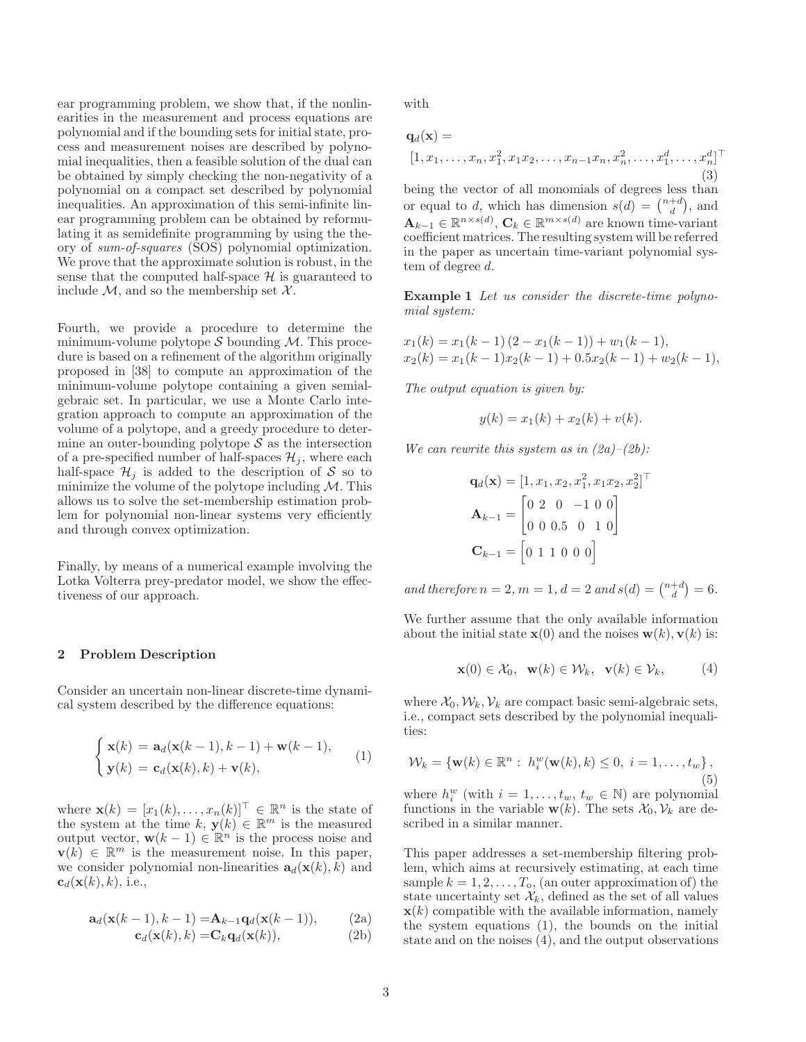ear programming problem, we show that, if the nonlinearities in the measurement and process equations are polynomial and if the bounding sets for initial state, process and measurement noises are described by polynomial inequalities, then a feasible solution of the dual can be obtained by simply checking the non-negativity of a polynomial on a compact set described by polynomial inequalities. An approximation of this semi-infinite linear programming problem can be obtained by reformulating it as semidefinite programming by using the theory of *sum-of-squares* (SOS) polynomial optimization. We prove that the approximate solution is robust, in the sense that the computed half-space $\mathcal{H}$ is guaranteed to include $\mathcal{M}$, and so the membership set $\mathcal{X}$.

Fourth, we provide a procedure to determine the minimum-volume polytope $\mathcal{S}$ bounding $\mathcal{M}$. This procedure is based on a refinement of the algorithm originally proposed in [38] to compute an approximation of the minimum-volume polytope containing a given semialgebraic set. In particular, we use a Monte Carlo integration approach to compute an approximation of the volume of a polytope, and a greedy procedure to determine an outer-bounding polytope $\mathcal{S}$ as the intersection of a pre-specified number of half-spaces $\mathcal{H}_j$, where each half-space $\mathcal{H}_j$ is added to the description of $\mathcal{S}$ so to minimize the volume of the polytope including $\mathcal{M}$. This allows us to solve the set-membership estimation problem for polynomial non-linear systems very efficiently and through convex optimization.

Finally, by means of a numerical example involving the Lotka Volterra prey-predator model, we show the effectiveness of our approach.

## 2 Problem Description

Consider an uncertain non-linear discrete-time dynamical system described by the difference equations:

$$\begin{cases} \mathbf{x}(k) = \mathbf{a}_d(\mathbf{x}(k-1), k-1) + \mathbf{w}(k-1), \\ \mathbf{y}(k) = \mathbf{c}_d(\mathbf{x}(k), k) + \mathbf{v}(k), \end{cases} \tag{1}$$

where $\mathbf{x}(k) = [x_1(k), \ldots, x_n(k)]^\top \in \mathbb{R}^n$ is the state of the system at the time $k$, $\mathbf{y}(k) \in \mathbb{R}^m$ is the measured output vector, $\mathbf{w}(k-1) \in \mathbb{R}^n$ is the process noise and $\mathbf{v}(k) \in \mathbb{R}^m$ is the measurement noise. In this paper, we consider polynomial non-linearities $\mathbf{a}_d(\mathbf{x}(k), k)$ and $\mathbf{c}_d(\mathbf{x}(k), k)$, i.e.,

$$\mathbf{a}_d(\mathbf{x}(k-1), k-1) = \mathbf{A}_{k-1}\mathbf{q}_d(\mathbf{x}(k-1)), \tag{2a}$$

$$\mathbf{c}_d(\mathbf{x}(k), k) = \mathbf{C}_k\mathbf{q}_d(\mathbf{x}(k)), \tag{2b}$$

with

$$\mathbf{q}_d(\mathbf{x}) = [1, x_1, \ldots, x_n, x_1^2, x_1x_2, \ldots, x_{n-1}x_n, x_n^2, \ldots, x_1^d, \ldots, x_n^d]^\top \tag{3}$$

being the vector of all monomials of degrees less than or equal to $d$, which has dimension $s(d) = \binom{n+d}{d}$, and $\mathbf{A}_{k-1} \in \mathbb{R}^{n \times s(d)}$, $\mathbf{C}_k \in \mathbb{R}^{m \times s(d)}$ are known time-variant coefficient matrices. The resulting system will be referred in the paper as uncertain time-variant polynomial system of degree $d$.

**Example 1** *Let us consider the discrete-time polynomial system:*

$$x_1(k) = x_1(k-1)\,(2 - x_1(k-1)) + w_1(k-1),$$
$$x_2(k) = x_1(k-1)x_2(k-1) + 0.5x_2(k-1) + w_2(k-1),$$

*The output equation is given by:*

$$y(k) = x_1(k) + x_2(k) + v(k).$$

*We can rewrite this system as in (2a)–(2b):*

$$\mathbf{q}_d(\mathbf{x}) = [1, x_1, x_2, x_1^2, x_1x_2, x_2^2]^\top$$

$$\mathbf{A}_{k-1} = \begin{bmatrix} 0 & 2 & 0 & -1 & 0 & 0 \\ 0 & 0 & 0.5 & 0 & 1 & 0 \end{bmatrix}$$

$$\mathbf{C}_{k-1} = \begin{bmatrix} 0 & 1 & 1 & 0 & 0 & 0 \end{bmatrix}$$

*and therefore $n = 2$, $m = 1$, $d = 2$ and $s(d) = \binom{n+d}{d} = 6$.*

We further assume that the only available information about the initial state $\mathbf{x}(0)$ and the noises $\mathbf{w}(k), \mathbf{v}(k)$ is:

$$\mathbf{x}(0) \in \mathcal{X}_0, \quad \mathbf{w}(k) \in \mathcal{W}_k, \quad \mathbf{v}(k) \in \mathcal{V}_k, \tag{4}$$

where $\mathcal{X}_0, \mathcal{W}_k, \mathcal{V}_k$ are compact basic semi-algebraic sets, i.e., compact sets described by the polynomial inequalities:

$$\mathcal{W}_k = \{\mathbf{w}(k) \in \mathbb{R}^n : \ h_i^w(\mathbf{w}(k), k) \leq 0, \ i = 1, \ldots, t_w\}, \tag{5}$$

where $h_i^w$ (with $i = 1, \ldots, t_w$, $t_w \in \mathbb{N}$) are polynomial functions in the variable $\mathbf{w}(k)$. The sets $\mathcal{X}_0, \mathcal{V}_k$ are described in a similar manner.

This paper addresses a set-membership filtering problem, which aims at recursively estimating, at each time sample $k = 1, 2, \ldots, T_o$, (an outer approximation of) the state uncertainty set $\mathcal{X}_k$, defined as the set of all values $\mathbf{x}(k)$ compatible with the available information, namely the system equations (1), the bounds on the initial state and on the noises (4), and the output observations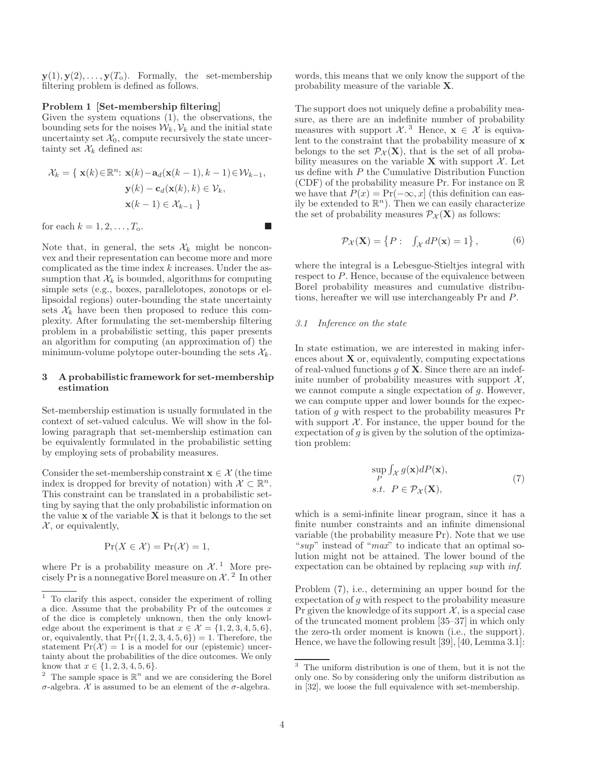$\mathbf{y}(1), \mathbf{y}(2), \ldots, \mathbf{y}(T_o)$. Formally, the set-membership filtering problem is defined as follows.

**Problem 1 [Set-membership filtering]**
Given the system equations (1), the observations, the bounding sets for the noises $\mathcal{W}_k, \mathcal{V}_k$ and the initial state uncertainty set $\mathcal{X}_0$, compute recursively the state uncertainty set $\mathcal{X}_k$ defined as:

$$\begin{aligned}\mathcal{X}_k = \{ \mathbf{x}(k) \in \mathbb{R}^n \colon & \mathbf{x}(k) - \mathbf{a}_d(\mathbf{x}(k-1), k-1) \in \mathcal{W}_{k-1}, \\ & \mathbf{y}(k) - \mathbf{c}_d(\mathbf{x}(k), k) \in \mathcal{V}_k, \\ & \mathbf{x}(k-1) \in \mathcal{X}_{k-1} \}\end{aligned}$$

for each $k = 1, 2, \ldots, T_o$. ■

Note that, in general, the sets $\mathcal{X}_k$ might be nonconvex and their representation can become more and more complicated as the time index $k$ increases. Under the assumption that $\mathcal{X}_k$ is bounded, algorithms for computing simple sets (e.g., boxes, parallelotopes, zonotops or ellipsoidal regions) outer-bounding the state uncertainty sets $\mathcal{X}_k$ have been then proposed to reduce this complexity. After formulating the set-membership filtering problem in a probabilistic setting, this paper presents an algorithm for computing (an approximation of) the minimum-volume polytope outer-bounding the sets $\mathcal{X}_k$.

## 3 A probabilistic framework for set-membership estimation

Set-membership estimation is usually formulated in the context of set-valued calculus. We will show in the following paragraph that set-membership estimation can be equivalently formulated in the probabilistic setting by employing sets of probability measures.

Consider the set-membership constraint $\mathbf{x} \in \mathcal{X}$ (the time index is dropped for brevity of notation) with $\mathcal{X} \subset \mathbb{R}^n$. This constraint can be translated in a probabilistic setting by saying that the only probabilistic information on the value $\mathbf{x}$ of the variable $\mathbf{X}$ is that it belongs to the set $\mathcal{X}$, or equivalently,

$$\Pr(X \in \mathcal{X}) = \Pr(\mathcal{X}) = 1,$$

where Pr is a probability measure on $\mathcal{X}$. [1] More precisely Pr is a nonnegative Borel measure on $\mathcal{X}$. [2] In other words, this means that we only know the support of the probability measure of the variable $\mathbf{X}$.

The support does not uniquely define a probability measure, as there are an indefinite number of probability measures with support $\mathcal{X}$. [3] Hence, $\mathbf{x} \in \mathcal{X}$ is equivalent to the constraint that the probability measure of $\mathbf{x}$ belongs to the set $\mathcal{P}_{\mathcal{X}}(\mathbf{X})$, that is the set of all probability measures on the variable $\mathbf{X}$ with support $\mathcal{X}$. Let us define with $P$ the Cumulative Distribution Function (CDF) of the probability measure Pr. For instance on $\mathbb{R}$ we have that $P(x) = \Pr(-\infty, x]$ (this definition can easily be extended to $\mathbb{R}^n$). Then we can easily characterize the set of probability measures $\mathcal{P}_{\mathcal{X}}(\mathbf{X})$ as follows:

$$\mathcal{P}_{\mathcal{X}}(\mathbf{X}) = \left\{ P : \int_{\mathcal{X}} dP(\mathbf{x}) = 1 \right\}, \tag{6}$$

where the integral is a Lebesgue-Stieltjes integral with respect to $P$. Hence, because of the equivalence between Borel probability measures and cumulative distributions, hereafter we will use interchangeably Pr and $P$.

### *3.1 Inference on the state*

In state estimation, we are interested in making inferences about $\mathbf{X}$ or, equivalently, computing expectations of real-valued functions $g$ of $\mathbf{X}$. Since there are an indefinite number of probability measures with support $\mathcal{X}$, we cannot compute a single expectation of $g$. However, we can compute upper and lower bounds for the expectation of $g$ with respect to the probability measures Pr with support $\mathcal{X}$. For instance, the upper bound for the expectation of $g$ is given by the solution of the optimization problem:

$$\begin{aligned}&\sup_P \int_{\mathcal{X}} g(\mathbf{x}) dP(\mathbf{x}), \\ &s.t. \;\; P \in \mathcal{P}_{\mathcal{X}}(\mathbf{X}),\end{aligned} \tag{7}$$

which is a semi-infinite linear program, since it has a finite number constraints and an infinite dimensional variable (the probability measure Pr). Note that we use "*sup*" instead of "*max*" to indicate that an optimal solution might not be attained. The lower bound of the expectation can be obtained by replacing *sup* with *inf*.

Problem (7), i.e., determining an upper bound for the expectation of $g$ with respect to the probability measure Pr given the knowledge of its support $\mathcal{X}$, is a special case of the truncated moment problem [35–37] in which only the zero-th order moment is known (i.e., the support). Hence, we have the following result [39], [40, Lemma 3.1]:

---

[1] To clarify this aspect, consider the experiment of rolling a dice. Assume that the probability Pr of the outcomes $x$ of the dice is completely unknown, then the only knowledge about the experiment is that $x \in \mathcal{X} = \{1, 2, 3, 4, 5, 6\}$, or, equivalently, that $\Pr(\{1, 2, 3, 4, 5, 6\}) = 1$. Therefore, the statement $\Pr(\mathcal{X}) = 1$ is a model for our (epistemic) uncertainty about the probabilities of the dice outcomes. We only know that $x \in \{1, 2, 3, 4, 5, 6\}$.

[2] The sample space is $\mathbb{R}^n$ and we are considering the Borel $\sigma$-algebra. $\mathcal{X}$ is assumed to be an element of the $\sigma$-algebra.

[3] The uniform distribution is one of them, but it is not the only one. So by considering only the uniform distribution as in [32], we loose the full equivalence with set-membership.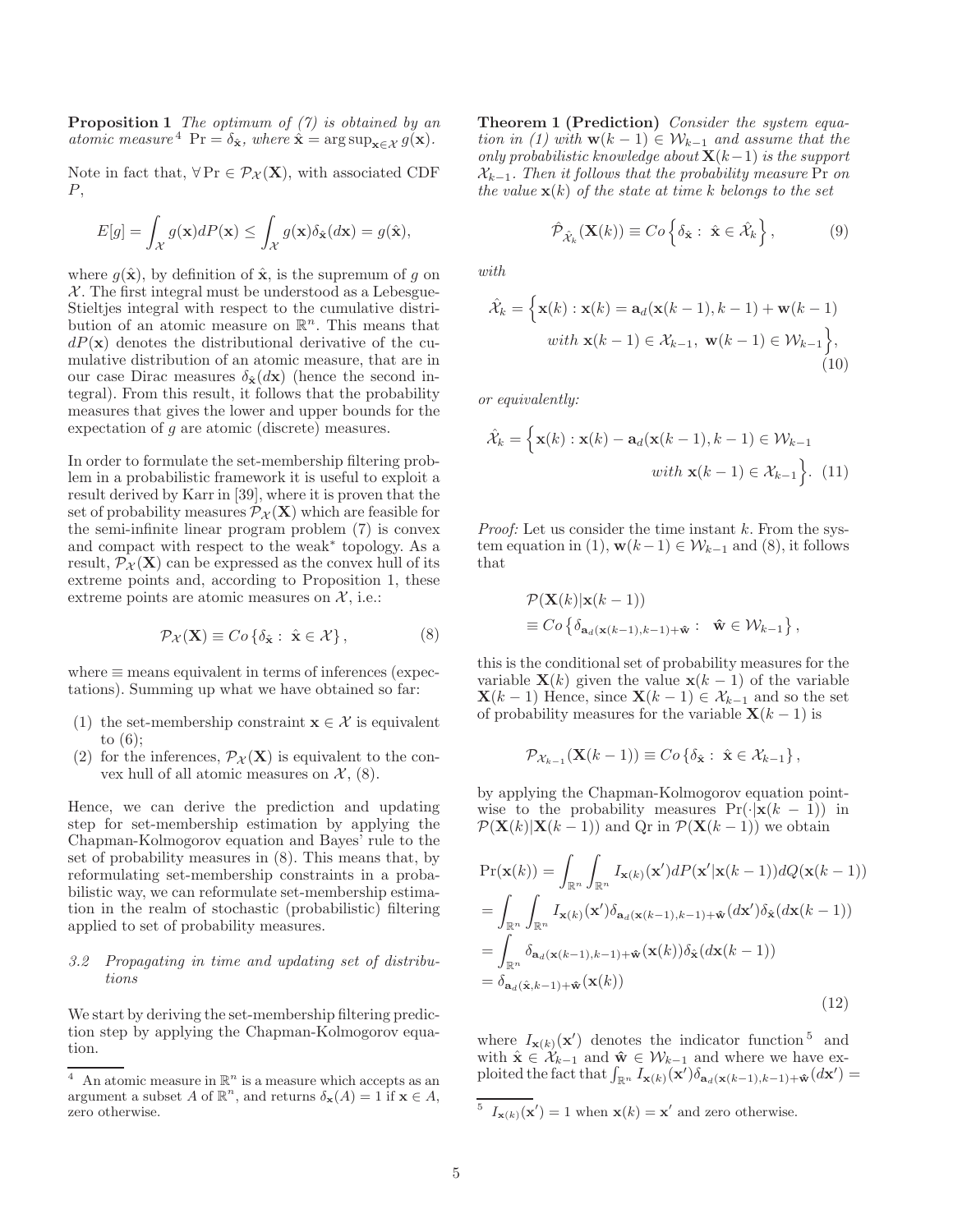**Proposition 1** *The optimum of (7) is obtained by an atomic measure*[4] $\Pr = \delta_{\hat{\mathbf{x}}}$*, where* $\hat{\mathbf{x}} = \arg\sup_{\mathbf{x}\in\mathcal{X}} g(\mathbf{x})$.

Note in fact that, $\forall \Pr \in \mathcal{P}_{\mathcal{X}}(\mathbf{X})$, with associated CDF $P$,

$$E[g] = \int_{\mathcal{X}} g(\mathbf{x})dP(\mathbf{x}) \leq \int_{\mathcal{X}} g(\mathbf{x})\delta_{\hat{\mathbf{x}}}(d\mathbf{x}) = g(\hat{\mathbf{x}}),$$

where $g(\hat{\mathbf{x}})$, by definition of $\hat{\mathbf{x}}$, is the supremum of $g$ on $\mathcal{X}$. The first integral must be understood as a Lebesgue-Stieltjes integral with respect to the cumulative distribution of an atomic measure on $\mathbb{R}^n$. This means that $dP(\mathbf{x})$ denotes the distributional derivative of the cumulative distribution of an atomic measure, that are in our case Dirac measures $\delta_{\hat{\mathbf{x}}}(d\mathbf{x})$ (hence the second integral). From this result, it follows that the probability measures that gives the lower and upper bounds for the expectation of $g$ are atomic (discrete) measures.

In order to formulate the set-membership filtering problem in a probabilistic framework it is useful to exploit a result derived by Karr in [39], where it is proven that the set of probability measures $\mathcal{P}_{\mathcal{X}}(\mathbf{X})$ which are feasible for the semi-infinite linear program problem (7) is convex and compact with respect to the weak$^*$ topology. As a result, $\mathcal{P}_{\mathcal{X}}(\mathbf{X})$ can be expressed as the convex hull of its extreme points and, according to Proposition 1, these extreme points are atomic measures on $\mathcal{X}$, i.e.:

$$\mathcal{P}_{\mathcal{X}}(\mathbf{X}) \equiv Co\left\{\delta_{\hat{\mathbf{x}}} : \ \hat{\mathbf{x}} \in \mathcal{X}\right\}, \tag{8}$$

where $\equiv$ means equivalent in terms of inferences (expectations). Summing up what we have obtained so far:

(1) the set-membership constraint $\mathbf{x} \in \mathcal{X}$ is equivalent to (6);
(2) for the inferences, $\mathcal{P}_{\mathcal{X}}(\mathbf{X})$ is equivalent to the convex hull of all atomic measures on $\mathcal{X}$, (8).

Hence, we can derive the prediction and updating step for set-membership estimation by applying the Chapman-Kolmogorov equation and Bayes' rule to the set of probability measures in (8). This means that, by reformulating set-membership constraints in a probabilistic way, we can reformulate set-membership estimation in the realm of stochastic (probabilistic) filtering applied to set of probability measures.

### 3.2 Propagating in time and updating set of distributions

We start by deriving the set-membership filtering prediction step by applying the Chapman-Kolmogorov equation.

**Theorem 1 (Prediction)** *Consider the system equation in (1) with* $\mathbf{w}(k-1) \in \mathcal{W}_{k-1}$ *and assume that the only probabilistic knowledge about* $\mathbf{X}(k-1)$ *is the support* $\mathcal{X}_{k-1}$*. Then it follows that the probability measure* $\Pr$ *on the value* $\mathbf{x}(k)$ *of the state at time* $k$ *belongs to the set*

$$\hat{\mathcal{P}}_{\hat{\mathcal{X}}_k}(\mathbf{X}(k)) \equiv Co\left\{\delta_{\hat{\mathbf{x}}} : \ \hat{\mathbf{x}} \in \hat{\mathcal{X}}_k\right\}, \tag{9}$$

*with*

$$\hat{\mathcal{X}}_k = \Big\{\mathbf{x}(k) : \mathbf{x}(k) = \mathbf{a}_d(\mathbf{x}(k-1), k-1) + \mathbf{w}(k-1) \\ \text{with } \mathbf{x}(k-1) \in \mathcal{X}_{k-1}, \ \mathbf{w}(k-1) \in \mathcal{W}_{k-1}\Big\}, \tag{10}$$

*or equivalently:*

$$\hat{\mathcal{X}}_k = \Big\{\mathbf{x}(k) : \mathbf{x}(k) - \mathbf{a}_d(\mathbf{x}(k-1), k-1) \in \mathcal{W}_{k-1} \\ \text{with } \mathbf{x}(k-1) \in \mathcal{X}_{k-1}\Big\}. \tag{11}$$

*Proof:* Let us consider the time instant $k$. From the system equation in (1), $\mathbf{w}(k-1) \in \mathcal{W}_{k-1}$ and (8), it follows that

$$\mathcal{P}(\mathbf{X}(k)|\mathbf{x}(k-1)) \\ \equiv Co\left\{\delta_{\mathbf{a}_d(\mathbf{x}(k-1),k-1)+\hat{\mathbf{w}}} : \ \hat{\mathbf{w}} \in \mathcal{W}_{k-1}\right\},$$

this is the conditional set of probability measures for the variable $\mathbf{X}(k)$ given the value $\mathbf{x}(k-1)$ of the variable $\mathbf{X}(k-1)$ Hence, since $\mathbf{X}(k-1) \in \mathcal{X}_{k-1}$ and so the set of probability measures for the variable $\mathbf{X}(k-1)$ is

$$\mathcal{P}_{\mathcal{X}_{k-1}}(\mathbf{X}(k-1)) \equiv Co\left\{\delta_{\hat{\mathbf{x}}} : \ \hat{\mathbf{x}} \in \mathcal{X}_{k-1}\right\},$$

by applying the Chapman-Kolmogorov equation pointwise to the probability measures $\Pr(\cdot|\mathbf{x}(k-1))$ in $\mathcal{P}(\mathbf{X}(k)|\mathbf{X}(k-1))$ and Qr in $\mathcal{P}(\mathbf{X}(k-1))$ we obtain

$$\begin{aligned}
&\Pr(\mathbf{x}(k)) = \int_{\mathbb{R}^n}\int_{\mathbb{R}^n} I_{\mathbf{x}(k)}(\mathbf{x}')dP(\mathbf{x}'|\mathbf{x}(k-1))dQ(\mathbf{x}(k-1)) \\
&= \int_{\mathbb{R}^n}\int_{\mathbb{R}^n} I_{\mathbf{x}(k)}(\mathbf{x}')\delta_{\mathbf{a}_d(\mathbf{x}(k-1),k-1)+\hat{\mathbf{w}}}(d\mathbf{x}')\delta_{\hat{\mathbf{x}}}(d\mathbf{x}(k-1)) \\
&= \int_{\mathbb{R}^n} \delta_{\mathbf{a}_d(\mathbf{x}(k-1),k-1)+\hat{\mathbf{w}}}(\mathbf{x}(k))\delta_{\hat{\mathbf{x}}}(d\mathbf{x}(k-1)) \\
&= \delta_{\mathbf{a}_d(\hat{\mathbf{x}},k-1)+\hat{\mathbf{w}}}(\mathbf{x}(k))
\end{aligned} \tag{12}$$

where $I_{\mathbf{x}(k)}(\mathbf{x}')$ denotes the indicator function[5] and with $\hat{\mathbf{x}} \in \mathcal{X}_{k-1}$ and $\hat{\mathbf{w}} \in \mathcal{W}_{k-1}$ and where we have exploited the fact that $\int_{\mathbb{R}^n} I_{\mathbf{x}(k)}(\mathbf{x}')\delta_{\mathbf{a}_d(\mathbf{x}(k-1),k-1)+\hat{\mathbf{w}}}(d\mathbf{x}') =$

---

[4] An atomic measure in $\mathbb{R}^n$ is a measure which accepts as an argument a subset $A$ of $\mathbb{R}^n$, and returns $\delta_{\mathbf{x}}(A) = 1$ if $\mathbf{x} \in A$, zero otherwise.

[5] $I_{\mathbf{x}(k)}(\mathbf{x}') = 1$ when $\mathbf{x}(k) = \mathbf{x}'$ and zero otherwise.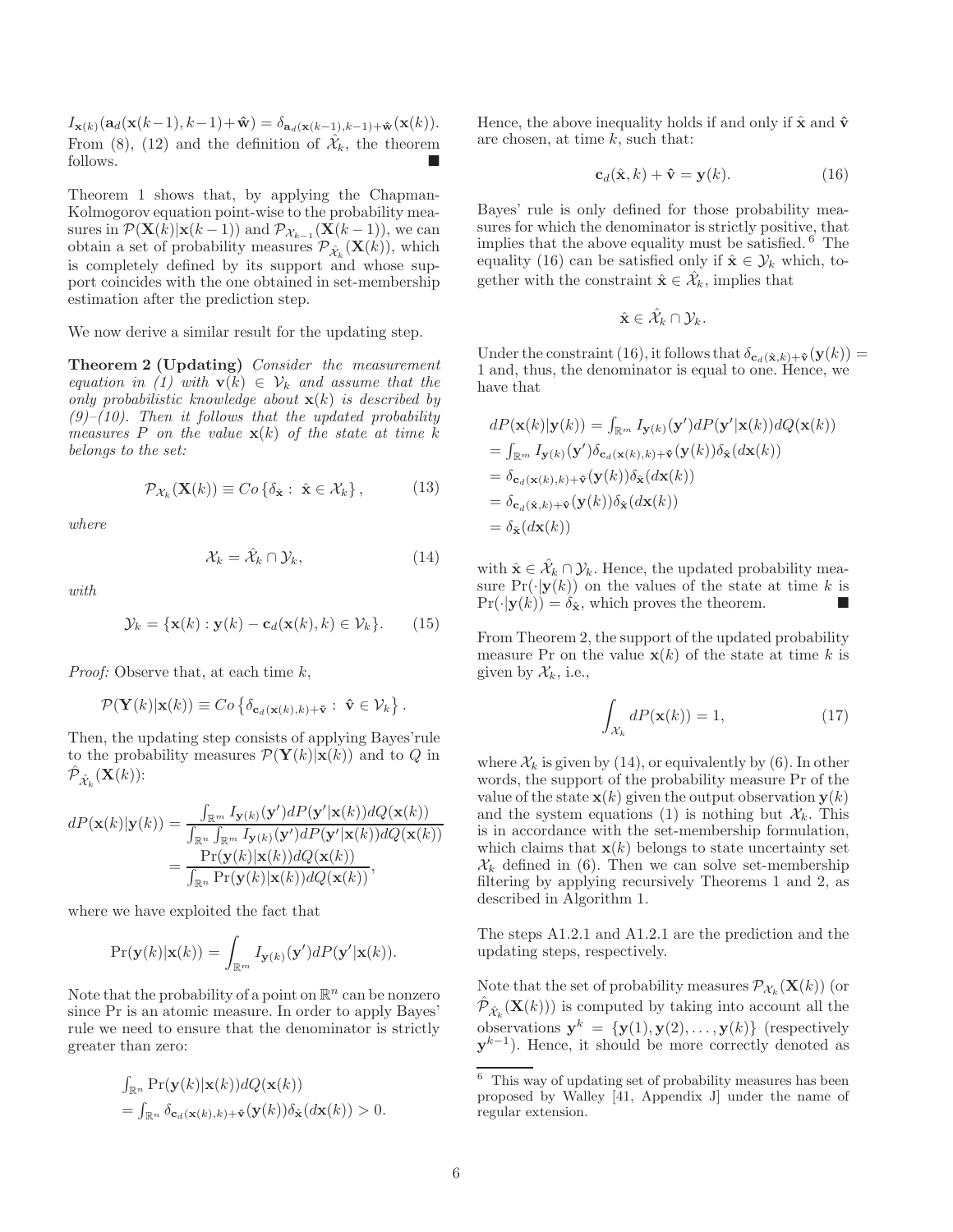$I_{\mathbf{x}(k)}(\mathbf{a}_d(\mathbf{x}(k-1), k-1)+\hat{\mathbf{w}}) = \delta_{\mathbf{a}_d(\mathbf{x}(k-1),k-1)+\hat{\mathbf{w}}}(\mathbf{x}(k))$. From (8), (12) and the definition of $\hat{\mathcal{X}}_k$, the theorem follows. ■

Theorem 1 shows that, by applying the Chapman-Kolmogorov equation point-wise to the probability measures in $\mathcal{P}(\mathbf{X}(k)|\mathbf{x}(k-1))$ and $\mathcal{P}_{\mathcal{X}_{k-1}}(\mathbf{X}(k-1))$, we can obtain a set of probability measures $\mathcal{P}_{\hat{\mathcal{X}}_k}(\mathbf{X}(k))$, which is completely defined by its support and whose support coincides with the one obtained in set-membership estimation after the prediction step.

We now derive a similar result for the updating step.

**Theorem 2 (Updating)** *Consider the measurement equation in (1) with $\mathbf{v}(k) \in \mathcal{V}_k$ and assume that the only probabilistic knowledge about $\mathbf{x}(k)$ is described by (9)–(10). Then it follows that the updated probability measures $P$ on the value $\mathbf{x}(k)$ of the state at time $k$ belongs to the set:*

$$\mathcal{P}_{\mathcal{X}_k}(\mathbf{X}(k)) \equiv Co\left\{\delta_{\hat{\mathbf{x}}} :\ \hat{\mathbf{x}} \in \mathcal{X}_k\right\}, \tag{13}$$

*where*

$$\mathcal{X}_k = \hat{\mathcal{X}}_k \cap \mathcal{Y}_k, \tag{14}$$

*with*

$$\mathcal{Y}_k = \{\mathbf{x}(k) : \mathbf{y}(k) - \mathbf{c}_d(\mathbf{x}(k), k) \in \mathcal{V}_k\}. \tag{15}$$

*Proof:* Observe that, at each time $k$,

$$\mathcal{P}(\mathbf{Y}(k)|\mathbf{x}(k)) \equiv Co\left\{\delta_{\mathbf{c}_d(\mathbf{x}(k),k)+\hat{\mathbf{v}}} :\ \hat{\mathbf{v}} \in \mathcal{V}_k\right\}.$$

Then, the updating step consists of applying Bayes'rule to the probability measures $\mathcal{P}(\mathbf{Y}(k)|\mathbf{x}(k))$ and to $Q$ in $\hat{\mathcal{P}}_{\hat{\mathcal{X}}_k}(\mathbf{X}(k))$:

$$\begin{aligned} dP(\mathbf{x}(k)|\mathbf{y}(k)) &= \frac{\int_{\mathbb{R}^m} I_{\mathbf{y}(k)}(\mathbf{y}')dP(\mathbf{y}'|\mathbf{x}(k))dQ(\mathbf{x}(k))}{\int_{\mathbb{R}^n}\int_{\mathbb{R}^m} I_{\mathbf{y}(k)}(\mathbf{y}')dP(\mathbf{y}'|\mathbf{x}(k))dQ(\mathbf{x}(k))} \\ &= \frac{\Pr(\mathbf{y}(k)|\mathbf{x}(k))dQ(\mathbf{x}(k))}{\int_{\mathbb{R}^n} \Pr(\mathbf{y}(k)|\mathbf{x}(k))dQ(\mathbf{x}(k))}, \end{aligned}$$

where we have exploited the fact that

$$\Pr(\mathbf{y}(k)|\mathbf{x}(k)) = \int_{\mathbb{R}^m} I_{\mathbf{y}(k)}(\mathbf{y}')dP(\mathbf{y}'|\mathbf{x}(k)).$$

Note that the probability of a point on $\mathbb{R}^n$ can be nonzero since Pr is an atomic measure. In order to apply Bayes' rule we need to ensure that the denominator is strictly greater than zero:

$$\begin{aligned} &\int_{\mathbb{R}^n} \Pr(\mathbf{y}(k)|\mathbf{x}(k))dQ(\mathbf{x}(k)) \\ &= \int_{\mathbb{R}^n} \delta_{\mathbf{c}_d(\mathbf{x}(k),k)+\hat{\mathbf{v}}}(\mathbf{y}(k))\delta_{\hat{\mathbf{x}}}(d\mathbf{x}(k)) > 0. \end{aligned}$$

Hence, the above inequality holds if and only if $\hat{\mathbf{x}}$ and $\hat{\mathbf{v}}$ are chosen, at time $k$, such that:

$$\mathbf{c}_d(\hat{\mathbf{x}}, k) + \hat{\mathbf{v}} = \mathbf{y}(k). \tag{16}$$

Bayes' rule is only defined for those probability measures for which the denominator is strictly positive, that implies that the above equality must be satisfied.[6] The equality (16) can be satisfied only if $\hat{\mathbf{x}} \in \mathcal{Y}_k$ which, together with the constraint $\hat{\mathbf{x}} \in \hat{\mathcal{X}}_k$, implies that

$$\hat{\mathbf{x}} \in \hat{\mathcal{X}}_k \cap \mathcal{Y}_k.$$

Under the constraint (16), it follows that $\delta_{\mathbf{c}_d(\hat{\mathbf{x}},k)+\hat{\mathbf{v}}}(\mathbf{y}(k)) = 1$ and, thus, the denominator is equal to one. Hence, we have that

$$\begin{aligned} &dP(\mathbf{x}(k)|\mathbf{y}(k)) = \int_{\mathbb{R}^m} I_{\mathbf{y}(k)}(\mathbf{y}')dP(\mathbf{y}'|\mathbf{x}(k))dQ(\mathbf{x}(k)) \\ &= \int_{\mathbb{R}^m} I_{\mathbf{y}(k)}(\mathbf{y}')\delta_{\mathbf{c}_d(\mathbf{x}(k),k)+\hat{\mathbf{v}}}(\mathbf{y}(k))\delta_{\hat{\mathbf{x}}}(d\mathbf{x}(k)) \\ &= \delta_{\mathbf{c}_d(\mathbf{x}(k),k)+\hat{\mathbf{v}}}(\mathbf{y}(k))\delta_{\hat{\mathbf{x}}}(d\mathbf{x}(k)) \\ &= \delta_{\mathbf{c}_d(\hat{\mathbf{x}},k)+\hat{\mathbf{v}}}(\mathbf{y}(k))\delta_{\hat{\mathbf{x}}}(d\mathbf{x}(k)) \\ &= \delta_{\hat{\mathbf{x}}}(d\mathbf{x}(k)) \end{aligned}$$

with $\hat{\mathbf{x}} \in \hat{\mathcal{X}}_k \cap \mathcal{Y}_k$. Hence, the updated probability measure $\Pr(\cdot|\mathbf{y}(k))$ on the values of the state at time $k$ is $\Pr(\cdot|\mathbf{y}(k)) = \delta_{\hat{\mathbf{x}}}$, which proves the theorem. ■

From Theorem 2, the support of the updated probability measure Pr on the value $\mathbf{x}(k)$ of the state at time $k$ is given by $\mathcal{X}_k$, i.e.,

$$\int_{\mathcal{X}_k} dP(\mathbf{x}(k)) = 1, \tag{17}$$

where $\mathcal{X}_k$ is given by (14), or equivalently by (6). In other words, the support of the probability measure Pr of the value of the state $\mathbf{x}(k)$ given the output observation $\mathbf{y}(k)$ and the system equations (1) is nothing but $\mathcal{X}_k$. This is in accordance with the set-membership formulation, which claims that $\mathbf{x}(k)$ belongs to state uncertainty set $\mathcal{X}_k$ defined in (6). Then we can solve set-membership filtering by applying recursively Theorems 1 and 2, as described in Algorithm 1.

The steps A1.2.1 and A1.2.1 are the prediction and the updating steps, respectively.

Note that the set of probability measures $\mathcal{P}_{\mathcal{X}_k}(\mathbf{X}(k))$ (or $\hat{\mathcal{P}}_{\hat{\mathcal{X}}_k}(\mathbf{X}(k))$) is computed by taking into account all the observations $\mathbf{y}^k = \{\mathbf{y}(1), \mathbf{y}(2), \ldots, \mathbf{y}(k)\}$ (respectively $\mathbf{y}^{k-1}$). Hence, it should be more correctly denoted as

[6] This way of updating set of probability measures has been proposed by Walley [41, Appendix J] under the name of regular extension.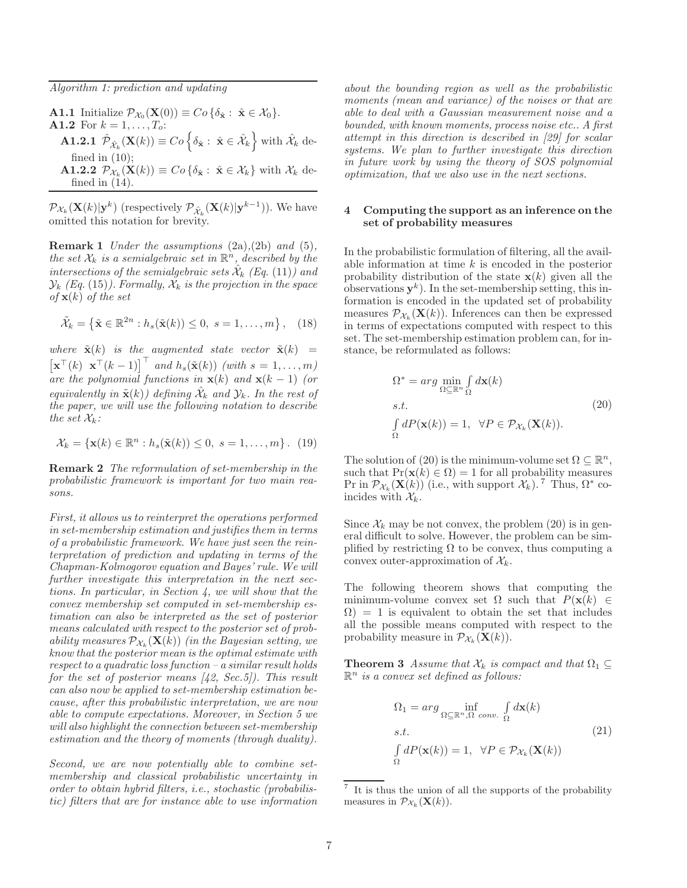*Algorithm 1: prediction and updating*

**A1.1** Initialize $\mathcal{P}_{\mathcal{X}_0}(\mathbf{X}(0)) \equiv Co\{\delta_{\hat{\mathbf{x}}} : \hat{\mathbf{x}} \in \mathcal{X}_0\}$.
**A1.2** For $k = 1, \ldots, T_o$:
**A1.2.1** $\hat{\mathcal{P}}_{\hat{\mathcal{X}}_k}(\mathbf{X}(k)) \equiv Co\left\{\delta_{\hat{\mathbf{x}}} : \hat{\mathbf{x}} \in \hat{\mathcal{X}}_k\right\}$ with $\hat{\mathcal{X}}_k$ defined in (10);
**A1.2.2** $\mathcal{P}_{\mathcal{X}_k}(\mathbf{X}(k)) \equiv Co\{\delta_{\hat{\mathbf{x}}} : \hat{\mathbf{x}} \in \mathcal{X}_k\}$ with $\mathcal{X}_k$ defined in (14).

$\mathcal{P}_{\mathcal{X}_k}(\mathbf{X}(k)|\mathbf{y}^k)$ (respectively $\mathcal{P}_{\hat{\mathcal{X}}_k}(\mathbf{X}(k)|\mathbf{y}^{k-1})$). We have omitted this notation for brevity.

**Remark 1** *Under the assumptions* (2a),(2b) *and* (5), *the set $\mathcal{X}_k$ is a semialgebraic set in $\mathbb{R}^n$, described by the intersections of the semialgebraic sets $\hat{\mathcal{X}}_k$ (Eq.* (11)*) and $\mathcal{Y}_k$ (Eq.* (15)*). Formally, $\mathcal{X}_k$ is the projection in the space of $\mathbf{x}(k)$ of the set*

$$\tilde{\mathcal{X}}_k = \left\{\tilde{\mathbf{x}} \in \mathbb{R}^{2n} : h_s(\tilde{\mathbf{x}}(k)) \leq 0,\ s = 1, \ldots, m\right\}, \quad (18)$$

*where $\tilde{\mathbf{x}}(k)$ is the augmented state vector $\tilde{\mathbf{x}}(k) = \left[\mathbf{x}^\top(k)\ \ \mathbf{x}^\top(k-1)\right]^\top$ and $h_s(\tilde{\mathbf{x}}(k))$ (with $s = 1, \ldots, m$) are the polynomial functions in $\mathbf{x}(k)$ and $\mathbf{x}(k-1)$ (or equivalently in $\tilde{\mathbf{x}}(k)$) defining $\hat{\mathcal{X}}_k$ and $\mathcal{Y}_k$. In the rest of the paper, we will use the following notation to describe the set $\mathcal{X}_k$:*

$$\mathcal{X}_k = \{\mathbf{x}(k) \in \mathbb{R}^n : h_s(\tilde{\mathbf{x}}(k)) \leq 0,\ s = 1, \ldots, m\}. \quad (19)$$

**Remark 2** *The reformulation of set-membership in the probabilistic framework is important for two main reasons.*

*First, it allows us to reinterpret the operations performed in set-membership estimation and justifies them in terms of a probabilistic framework. We have just seen the reinterpretation of prediction and updating in terms of the Chapman-Kolmogorov equation and Bayes' rule. We will further investigate this interpretation in the next sections. In particular, in Section 4, we will show that the convex membership set computed in set-membership estimation can also be interpreted as the set of posterior means calculated with respect to the posterior set of probability measures $\mathcal{P}_{\mathcal{X}_k}(\mathbf{X}(k))$ (in the Bayesian setting, we know that the posterior mean is the optimal estimate with respect to a quadratic loss function – a similar result holds for the set of posterior means [42, Sec.5]). This result can also now be applied to set-membership estimation because, after this probabilistic interpretation, we are now able to compute expectations. Moreover, in Section 5 we will also highlight the connection between set-membership estimation and the theory of moments (through duality).*

*Second, we are now potentially able to combine set-membership and classical probabilistic uncertainty in order to obtain hybrid filters, i.e., stochastic (probabilistic) filters that are for instance able to use information about the bounding region as well as the probabilistic moments (mean and variance) of the noises or that are able to deal with a Gaussian measurement noise and a bounded, with known moments, process noise etc.. A first attempt in this direction is described in [29] for scalar systems. We plan to further investigate this direction in future work by using the theory of SOS polynomial optimization, that we also use in the next sections.*

## 4 Computing the support as an inference on the set of probability measures

In the probabilistic formulation of filtering, all the available information at time $k$ is encoded in the posterior probability distribution of the state $\mathbf{x}(k)$ given all the observations $\mathbf{y}^k$). In the set-membership setting, this information is encoded in the updated set of probability measures $\mathcal{P}_{\mathcal{X}_k}(\mathbf{X}(k))$. Inferences can then be expressed in terms of expectations computed with respect to this set. The set-membership estimation problem can, for instance, be reformulated as follows:

$$\begin{aligned}
&\Omega^* = arg \min_{\Omega \subseteq \mathbb{R}^n} \int_\Omega d\mathbf{x}(k) \\
&s.t. \\
&\int_\Omega dP(\mathbf{x}(k)) = 1, \quad \forall P \in \mathcal{P}_{\mathcal{X}_k}(\mathbf{X}(k)).
\end{aligned} \quad (20)$$

The solution of (20) is the minimum-volume set $\Omega \subseteq \mathbb{R}^n$, such that $\Pr(\mathbf{x}(k) \in \Omega) = 1$ for all probability measures Pr in $\mathcal{P}_{\mathcal{X}_k}(\mathbf{X}(k))$ (i.e., with support $\mathcal{X}_k$).[7] Thus, $\Omega^*$ coincides with $\mathcal{X}_k$.

Since $\mathcal{X}_k$ may be not convex, the problem (20) is in general difficult to solve. However, the problem can be simplified by restricting $\Omega$ to be convex, thus computing a convex outer-approximation of $\mathcal{X}_k$.

The following theorem shows that computing the minimum-volume convex set $\Omega$ such that $P(\mathbf{x}(k) \in \Omega) = 1$ is equivalent to obtain the set that includes all the possible means computed with respect to the probability measure in $\mathcal{P}_{\mathcal{X}_k}(\mathbf{X}(k))$.

**Theorem 3** *Assume that $\mathcal{X}_k$ is compact and that $\Omega_1 \subseteq \mathbb{R}^n$ is a convex set defined as follows:*

$$\begin{aligned}
&\Omega_1 = arg \inf_{\Omega \subseteq \mathbb{R}^n, \Omega\ conv.} \int_\Omega d\mathbf{x}(k) \\
&s.t. \\
&\int_\Omega dP(\mathbf{x}(k)) = 1, \quad \forall P \in \mathcal{P}_{\mathcal{X}_k}(\mathbf{X}(k))
\end{aligned} \quad (21)$$

[7] It is thus the union of all the supports of the probability measures in $\mathcal{P}_{\mathcal{X}_k}(\mathbf{X}(k))$.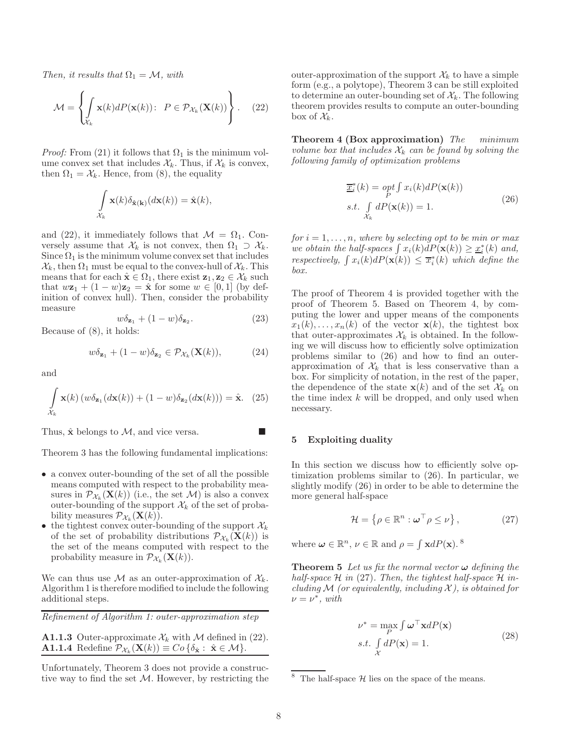*Then, it results that* $\Omega_1 = \mathcal{M}$*, with*

$$\mathcal{M} = \left\{ \int_{\mathcal{X}_k} \mathbf{x}(k) dP(\mathbf{x}(k)) \colon \;\; P \in \mathcal{P}_{\mathcal{X}_k}(\mathbf{X}(k)) \right\}. \quad (22)$$

*Proof:* From (21) it follows that $\Omega_1$ is the minimum volume convex set that includes $\mathcal{X}_k$. Thus, if $\mathcal{X}_k$ is convex, then $\Omega_1 = \mathcal{X}_k$. Hence, from (8), the equality

$$\int_{\mathcal{X}_k} \mathbf{x}(k) \delta_{\hat{\mathbf{x}}(\mathbf{k})}(d\mathbf{x}(k)) = \hat{\mathbf{x}}(k),$$

and (22), it immediately follows that $\mathcal{M} = \Omega_1$. Conversely assume that $\mathcal{X}_k$ is not convex, then $\Omega_1 \supset \mathcal{X}_k$. Since $\Omega_1$ is the minimum volume convex set that includes $\mathcal{X}_k$, then $\Omega_1$ must be equal to the convex-hull of $\mathcal{X}_k$. This means that for each $\hat{\mathbf{x}} \in \Omega_1$, there exist $\mathbf{z}_1, \mathbf{z}_2 \in \mathcal{X}_k$ such that $w\mathbf{z}_1 + (1-w)\mathbf{z}_2 = \hat{\mathbf{x}}$ for some $w \in [0,1]$ (by definition of convex hull). Then, consider the probability measure

$$w\delta_{\mathbf{z}_1} + (1-w)\delta_{\mathbf{z}_2}. \quad (23)$$

Because of (8), it holds:

$$w\delta_{\mathbf{z}_1} + (1-w)\delta_{\mathbf{z}_2} \in \mathcal{P}_{\mathcal{X}_k}(\mathbf{X}(k)), \quad (24)$$

and

$$\int_{\mathcal{X}_k} \mathbf{x}(k) \left( w\delta_{\mathbf{z}_1}(d\mathbf{x}(k)) + (1-w)\delta_{\mathbf{z}_2}(d\mathbf{x}(k)) \right) = \hat{\mathbf{x}}. \quad (25)$$

Thus, $\hat{\mathbf{x}}$ belongs to $\mathcal{M}$, and vice versa. ■

Theorem 3 has the following fundamental implications:

- a convex outer-bounding of the set of all the possible means computed with respect to the probability measures in $\mathcal{P}_{\mathcal{X}_k}(\mathbf{X}(k))$ (i.e., the set $\mathcal{M}$) is also a convex outer-bounding of the support $\mathcal{X}_k$ of the set of probability measures $\mathcal{P}_{\mathcal{X}_k}(\mathbf{X}(k))$.
- the tightest convex outer-bounding of the support $\mathcal{X}_k$ of the set of probability distributions $\mathcal{P}_{\mathcal{X}_k}(\mathbf{X}(k))$ is the set of the means computed with respect to the probability measure in $\mathcal{P}_{\mathcal{X}_k}(\mathbf{X}(k))$.

We can thus use $\mathcal{M}$ as an outer-approximation of $\mathcal{X}_k$. Algorithm 1 is therefore modified to include the following additional steps.

---

*Refinement of Algorithm 1: outer-approximation step*

---

**A1.1.3** Outer-approximate $\mathcal{X}_k$ with $\mathcal{M}$ defined in (22).
**A1.1.4** Redefine $\mathcal{P}_{\mathcal{X}_k}(\mathbf{X}(k)) \equiv Co\{\delta_{\hat{\mathbf{x}}} : \; \hat{\mathbf{x}} \in \mathcal{M}\}$.

---

Unfortunately, Theorem 3 does not provide a constructive way to find the set $\mathcal{M}$. However, by restricting the outer-approximation of the support $\mathcal{X}_k$ to have a simple form (e.g., a polytope), Theorem 3 can be still exploited to determine an outer-bounding set of $\mathcal{X}_k$. The following theorem provides results to compute an outer-bounding box of $\mathcal{X}_k$.

**Theorem 4 (Box approximation)** *The minimum volume box that includes $\mathcal{X}_k$ can be found by solving the following family of optimization problems*

$$\begin{aligned} &\overline{\underline{x}}_i^*(k) = \underset{P}{opt} \int x_i(k) dP(\mathbf{x}(k)) \\ &s.t. \int_{\mathcal{X}_k} dP(\mathbf{x}(k)) = 1. \end{aligned} \quad (26)$$

*for $i = 1, \ldots, n$, where by selecting opt to be min or max we obtain the half-spaces $\int x_i(k) dP(\mathbf{x}(k)) \geq \underline{x}_i^*(k)$ and, respectively, $\int x_i(k) dP(\mathbf{x}(k)) \leq \overline{x}_i^*(k)$ which define the box.*

The proof of Theorem 4 is provided together with the proof of Theorem 5. Based on Theorem 4, by computing the lower and upper means of the components $x_1(k), \ldots, x_n(k)$ of the vector $\mathbf{x}(k)$, the tightest box that outer-approximates $\mathcal{X}_k$ is obtained. In the following we will discuss how to efficiently solve optimization problems similar to (26) and how to find an outer-approximation of $\mathcal{X}_k$ that is less conservative than a box. For simplicity of notation, in the rest of the paper, the dependence of the state $\mathbf{x}(k)$ and of the set $\mathcal{X}_k$ on the time index $k$ will be dropped, and only used when necessary.

## 5 Exploiting duality

In this section we discuss how to efficiently solve optimization problems similar to (26). In particular, we slightly modify (26) in order to be able to determine the more general half-space

$$\mathcal{H} = \left\{ \rho \in \mathbb{R}^n : \boldsymbol{\omega}^\top \rho \leq \nu \right\}, \quad (27)$$

where $\boldsymbol{\omega} \in \mathbb{R}^n$, $\nu \in \mathbb{R}$ and $\rho = \int \mathbf{x} dP(\mathbf{x})$. [8]

**Theorem 5** *Let us fix the normal vector $\boldsymbol{\omega}$ defining the half-space $\mathcal{H}$ in (27). Then, the tightest half-space $\mathcal{H}$ including $\mathcal{M}$ (or equivalently, including $\mathcal{X}$), is obtained for $\nu = \nu^*$, with*

$$\begin{aligned} &\nu^* = \max_{P} \int \boldsymbol{\omega}^\top \mathbf{x} dP(\mathbf{x}) \\ &s.t. \int_{\mathcal{X}} dP(\mathbf{x}) = 1. \end{aligned} \quad (28)$$

[8] The half-space $\mathcal{H}$ lies on the space of the means.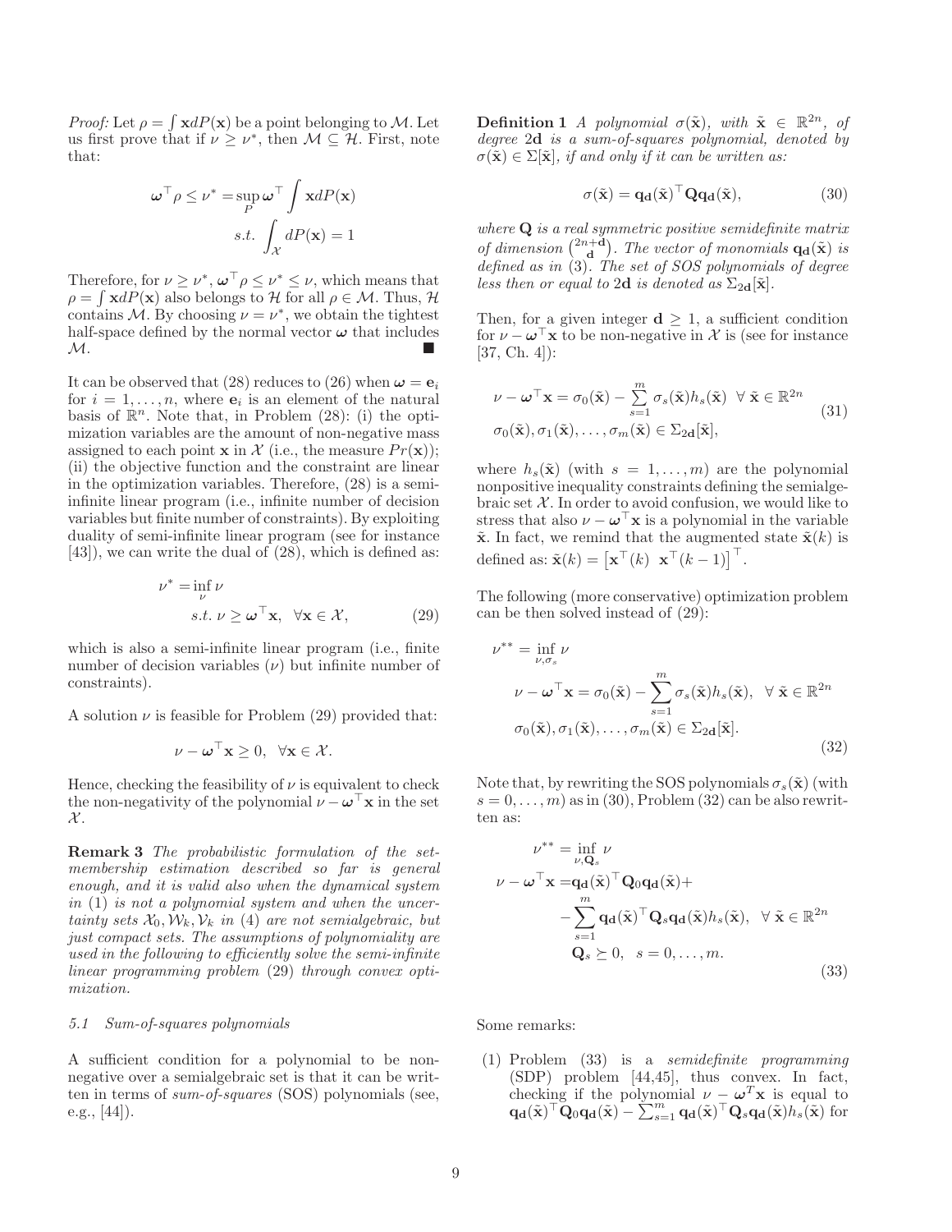*Proof:* Let $\rho = \int \mathbf{x} dP(\mathbf{x})$ be a point belonging to $\mathcal{M}$. Let us first prove that if $\nu \geq \nu^*$, then $\mathcal{M} \subseteq \mathcal{H}$. First, note that:

$$
\begin{aligned}
\boldsymbol{\omega}^\top \rho \leq \nu^* = & \sup_P \boldsymbol{\omega}^\top \int \mathbf{x} dP(\mathbf{x}) \\
& s.t. \int_{\mathcal{X}} dP(\mathbf{x}) = 1
\end{aligned}
$$

Therefore, for $\nu \geq \nu^*$, $\boldsymbol{\omega}^\top \rho \leq \nu^* \leq \nu$, which means that $\rho = \int \mathbf{x} dP(\mathbf{x})$ also belongs to $\mathcal{H}$ for all $\rho \in \mathcal{M}$. Thus, $\mathcal{H}$ contains $\mathcal{M}$. By choosing $\nu = \nu^*$, we obtain the tightest half-space defined by the normal vector $\boldsymbol{\omega}$ that includes $\mathcal{M}$. ■

It can be observed that (28) reduces to (26) when $\boldsymbol{\omega} = \mathbf{e}_i$ for $i = 1, \ldots, n$, where $\mathbf{e}_i$ is an element of the natural basis of $\mathbb{R}^n$. Note that, in Problem (28): (i) the optimization variables are the amount of non-negative mass assigned to each point $\mathbf{x}$ in $\mathcal{X}$ (i.e., the measure $Pr(\mathbf{x})$); (ii) the objective function and the constraint are linear in the optimization variables. Therefore, (28) is a semi-infinite linear program (i.e., infinite number of decision variables but finite number of constraints). By exploiting duality of semi-infinite linear program (see for instance [43]), we can write the dual of (28), which is defined as:

$$
\begin{aligned}
\nu^* = & \inf_\nu \nu \\
& s.t. \ \nu \geq \boldsymbol{\omega}^\top \mathbf{x}, \ \ \forall \mathbf{x} \in \mathcal{X},
\end{aligned} \tag{29}
$$

which is also a semi-infinite linear program (i.e., finite number of decision variables ($\nu$) but infinite number of constraints).

A solution $\nu$ is feasible for Problem (29) provided that:

$$
\nu - \boldsymbol{\omega}^\top \mathbf{x} \geq 0, \ \ \forall \mathbf{x} \in \mathcal{X}.
$$

Hence, checking the feasibility of $\nu$ is equivalent to check the non-negativity of the polynomial $\nu - \boldsymbol{\omega}^\top \mathbf{x}$ in the set $\mathcal{X}$.

**Remark 3** *The probabilistic formulation of the set-membership estimation described so far is general enough, and it is valid also when the dynamical system in* (1) *is not a polynomial system and when the uncertainty sets $\mathcal{X}_0, \mathcal{W}_k, \mathcal{V}_k$ in* (4) *are not semialgebraic, but just compact sets. The assumptions of polynomiality are used in the following to efficiently solve the semi-infinite linear programming problem* (29) *through convex optimization.*

### 5.1 Sum-of-squares polynomials

A sufficient condition for a polynomial to be non-negative over a semialgebraic set is that it can be written in terms of *sum-of-squares* (SOS) polynomials (see, e.g., [44]).

**Definition 1** *A polynomial $\sigma(\tilde{\mathbf{x}})$, with $\tilde{\mathbf{x}} \in \mathbb{R}^{2n}$, of degree $2\mathbf{d}$ is a sum-of-squares polynomial, denoted by $\sigma(\tilde{\mathbf{x}}) \in \Sigma[\tilde{\mathbf{x}}]$, if and only if it can be written as:*

$$
\sigma(\tilde{\mathbf{x}}) = \mathbf{q_d}(\tilde{\mathbf{x}})^\top \mathbf{Q} \mathbf{q_d}(\tilde{\mathbf{x}}), \tag{30}
$$

*where $\mathbf{Q}$ is a real symmetric positive semidefinite matrix of dimension $\binom{2n+\mathbf{d}}{\mathbf{d}}$. The vector of monomials $\mathbf{q_d}(\tilde{\mathbf{x}})$ is defined as in* (3). *The set of SOS polynomials of degree less then or equal to $2\mathbf{d}$ is denoted as $\Sigma_{2\mathbf{d}}[\tilde{\mathbf{x}}]$.*

Then, for a given integer $\mathbf{d} \geq 1$, a sufficient condition for $\nu - \boldsymbol{\omega}^\top \mathbf{x}$ to be non-negative in $\mathcal{X}$ is (see for instance [37, Ch. 4]):

$$
\begin{aligned}
& \nu - \boldsymbol{\omega}^\top \mathbf{x} = \sigma_0(\tilde{\mathbf{x}}) - \sum_{s=1}^{m} \sigma_s(\tilde{\mathbf{x}}) h_s(\tilde{\mathbf{x}}) \ \ \forall \ \tilde{\mathbf{x}} \in \mathbb{R}^{2n} \\
& \sigma_0(\tilde{\mathbf{x}}), \sigma_1(\tilde{\mathbf{x}}), \ldots, \sigma_m(\tilde{\mathbf{x}}) \in \Sigma_{2\mathbf{d}}[\tilde{\mathbf{x}}],
\end{aligned} \tag{31}
$$

where $h_s(\tilde{\mathbf{x}})$ (with $s = 1, \ldots, m$) are the polynomial nonpositive inequality constraints defining the semialgebraic set $\mathcal{X}$. In order to avoid confusion, we would like to stress that also $\nu - \boldsymbol{\omega}^\top \mathbf{x}$ is a polynomial in the variable $\tilde{\mathbf{x}}$. In fact, we remind that the augmented state $\tilde{\mathbf{x}}(k)$ is defined as: $\tilde{\mathbf{x}}(k) = \begin{bmatrix} \mathbf{x}^\top(k) & \mathbf{x}^\top(k-1) \end{bmatrix}^\top$.

The following (more conservative) optimization problem can be then solved instead of (29):

$$
\begin{aligned}
\nu^{**} = & \inf_{\nu, \sigma_s} \nu \\
& \nu - \boldsymbol{\omega}^\top \mathbf{x} = \sigma_0(\tilde{\mathbf{x}}) - \sum_{s=1}^{m} \sigma_s(\tilde{\mathbf{x}}) h_s(\tilde{\mathbf{x}}), \ \ \forall \ \tilde{\mathbf{x}} \in \mathbb{R}^{2n} \\
& \sigma_0(\tilde{\mathbf{x}}), \sigma_1(\tilde{\mathbf{x}}), \ldots, \sigma_m(\tilde{\mathbf{x}}) \in \Sigma_{2\mathbf{d}}[\tilde{\mathbf{x}}].
\end{aligned} \tag{32}
$$

Note that, by rewriting the SOS polynomials $\sigma_s(\tilde{\mathbf{x}})$ (with $s = 0, \ldots, m$) as in (30), Problem (32) can be also rewritten as:

$$
\begin{aligned}
\nu^{**} = & \inf_{\nu, \mathbf{Q}_s} \nu \\
\nu - \boldsymbol{\omega}^\top \mathbf{x} = & \mathbf{q_d}(\tilde{\mathbf{x}})^\top \mathbf{Q}_0 \mathbf{q_d}(\tilde{\mathbf{x}}) + \\
& - \sum_{s=1}^{m} \mathbf{q_d}(\tilde{\mathbf{x}})^\top \mathbf{Q}_s \mathbf{q_d}(\tilde{\mathbf{x}}) h_s(\tilde{\mathbf{x}}), \ \ \forall \ \tilde{\mathbf{x}} \in \mathbb{R}^{2n} \\
& \mathbf{Q}_s \succeq 0, \ \ s = 0, \ldots, m.
\end{aligned} \tag{33}
$$

Some remarks:

(1) Problem (33) is a *semidefinite programming* (SDP) problem [44,45], thus convex. In fact, checking if the polynomial $\nu - \boldsymbol{\omega}^T \mathbf{x}$ is equal to $\mathbf{q_d}(\tilde{\mathbf{x}})^\top \mathbf{Q}_0 \mathbf{q_d}(\tilde{\mathbf{x}}) - \sum_{s=1}^{m} \mathbf{q_d}(\tilde{\mathbf{x}})^\top \mathbf{Q}_s \mathbf{q_d}(\tilde{\mathbf{x}}) h_s(\tilde{\mathbf{x}})$ for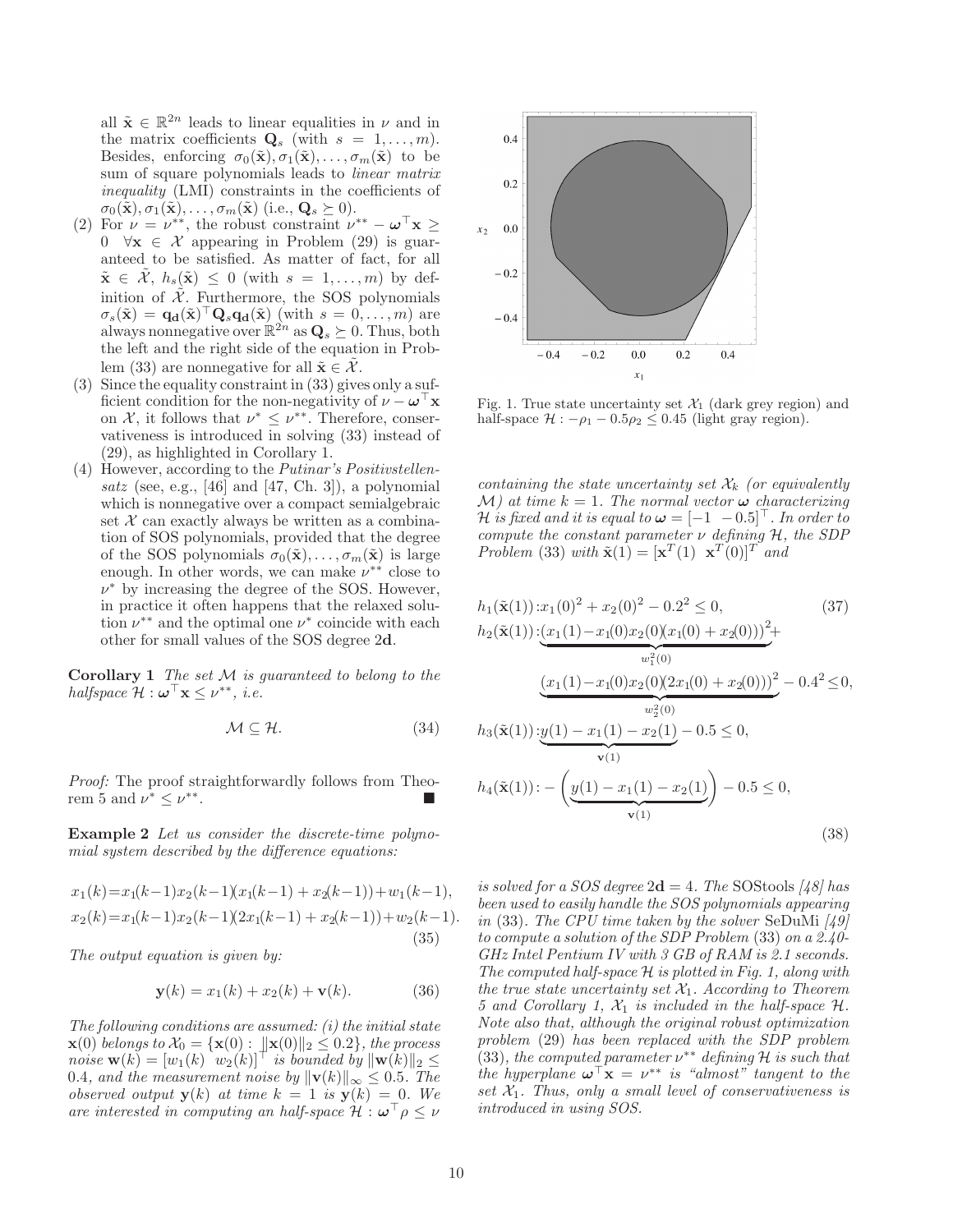all $\tilde{\mathbf{x}} \in \mathbb{R}^{2n}$ leads to linear equalities in $\nu$ and in the matrix coefficients $\mathbf{Q}_s$ (with $s = 1, \ldots, m$). Besides, enforcing $\sigma_0(\tilde{\mathbf{x}}), \sigma_1(\tilde{\mathbf{x}}), \ldots, \sigma_m(\tilde{\mathbf{x}})$ to be sum of square polynomials leads to *linear matrix inequality* (LMI) constraints in the coefficients of $\sigma_0(\tilde{\mathbf{x}}), \sigma_1(\tilde{\mathbf{x}}), \ldots, \sigma_m(\tilde{\mathbf{x}})$ (i.e., $\mathbf{Q}_s \succeq 0$).

(2) For $\nu = \nu^{**}$, the robust constraint $\nu^{**} - \boldsymbol{\omega}^\top \mathbf{x} \geq 0 \ \ \forall \mathbf{x} \in \mathcal{X}$ appearing in Problem (29) is guaranteed to be satisfied. As matter of fact, for all $\tilde{\mathbf{x}} \in \tilde{\mathcal{X}}$, $h_s(\tilde{\mathbf{x}}) \leq 0$ (with $s = 1, \ldots, m$) by definition of $\tilde{\mathcal{X}}$. Furthermore, the SOS polynomials $\sigma_s(\tilde{\mathbf{x}}) = \mathbf{q}_\mathbf{d}(\tilde{\mathbf{x}})^\top \mathbf{Q}_s \mathbf{q}_\mathbf{d}(\tilde{\mathbf{x}})$ (with $s = 0, \ldots, m$) are always nonnegative over $\mathbb{R}^{2n}$ as $\mathbf{Q}_s \succeq 0$. Thus, both the left and the right side of the equation in Problem (33) are nonnegative for all $\tilde{\mathbf{x}} \in \tilde{\mathcal{X}}$.

(3) Since the equality constraint in (33) gives only a sufficient condition for the non-negativity of $\nu - \boldsymbol{\omega}^\top \mathbf{x}$ on $\mathcal{X}$, it follows that $\nu^* \leq \nu^{**}$. Therefore, conservativeness is introduced in solving (33) instead of (29), as highlighted in Corollary 1.

(4) However, according to the *Putinar's Positivstellensatz* (see, e.g., [46] and [47, Ch. 3]), a polynomial which is nonnegative over a compact semialgebraic set $\mathcal{X}$ can exactly always be written as a combination of SOS polynomials, provided that the degree of the SOS polynomials $\sigma_0(\tilde{\mathbf{x}}), \ldots, \sigma_m(\tilde{\mathbf{x}})$ is large enough. In other words, we can make $\nu^{**}$ close to $\nu^*$ by increasing the degree of the SOS. However, in practice it often happens that the relaxed solution $\nu^{**}$ and the optimal one $\nu^*$ coincide with each other for small values of the SOS degree $2\mathbf{d}$.

**Corollary 1** *The set $\mathcal{M}$ is guaranteed to belong to the halfspace $\mathcal{H} : \boldsymbol{\omega}^\top \mathbf{x} \leq \nu^{**}$, i.e.*

$$\mathcal{M} \subseteq \mathcal{H}. \tag{34}$$

*Proof:* The proof straightforwardly follows from Theorem 5 and $\nu^* \leq \nu^{**}$. ∎

**Example 2** *Let us consider the discrete-time polynomial system described by the difference equations:*

$$\begin{aligned}
x_1(k) &= x_1(k-1)x_2(k-1)(x_1(k-1) + x_2(k-1)) + w_1(k-1), \\
x_2(k) &= x_1(k-1)x_2(k-1)(2x_1(k-1) + x_2(k-1)) + w_2(k-1).
\end{aligned} \tag{35}$$

*The output equation is given by:*

$$\mathbf{y}(k) = x_1(k) + x_2(k) + \mathbf{v}(k). \tag{36}$$

*The following conditions are assumed: (i) the initial state $\mathbf{x}(0)$ belongs to $\mathcal{X}_0 = \{\mathbf{x}(0) : \|\mathbf{x}(0)\|_2 \leq 0.2\}$, the process noise $\mathbf{w}(k) = [w_1(k) \ \ w_2(k)]^\top$ is bounded by $\|\mathbf{w}(k)\|_2 \leq 0.4$, and the measurement noise by $\|\mathbf{v}(k)\|_\infty \leq 0.5$. The observed output $\mathbf{y}(k)$ at time $k = 1$ is $\mathbf{y}(k) = 0$. We are interested in computing an half-space $\mathcal{H} : \boldsymbol{\omega}^\top \rho \leq \nu$*

Fig. 1. True state uncertainty set $\mathcal{X}_1$ (dark grey region) and half-space $\mathcal{H} : -\rho_1 - 0.5\rho_2 \leq 0.45$ (light gray region).

*containing the state uncertainty set $\mathcal{X}_k$ (or equivalently $\mathcal{M}$) at time $k = 1$. The normal vector $\boldsymbol{\omega}$ characterizing $\mathcal{H}$ is fixed and it is equal to $\boldsymbol{\omega} = [-1 \ \ -0.5]^\top$. In order to compute the constant parameter $\nu$ defining $\mathcal{H}$, the SDP Problem* (33) *with $\tilde{\mathbf{x}}(1) = [\mathbf{x}^T(1) \ \ \mathbf{x}^T(0)]^T$ and*

$$h_1(\tilde{\mathbf{x}}(1)) : x_1(0)^2 + x_2(0)^2 - 0.2^2 \leq 0, \tag{37}$$

$$\begin{aligned}
h_2(\tilde{\mathbf{x}}(1)) &: \underbrace{(x_1(1) - x_1(0)x_2(0)(x_1(0) + x_2(0)))^2}_{w_1^2(0)} + \\
&\quad \underbrace{(x_1(1) - x_1(0)x_2(0)(2x_1(0) + x_2(0)))^2}_{w_2^2(0)} - 0.4^2 \leq 0, \\
h_3(\tilde{\mathbf{x}}(1)) &: \underbrace{y(1) - x_1(1) - x_2(1)}_{\mathbf{v}(1)} - 0.5 \leq 0, \\
h_4(\tilde{\mathbf{x}}(1)) &: -\Bigg(\underbrace{y(1) - x_1(1) - x_2(1)}_{\mathbf{v}(1)}\Bigg) - 0.5 \leq 0,
\end{aligned} \tag{38}$$

*is solved for a SOS degree $2\mathbf{d} = 4$. The* SOStools *[48] has been used to easily handle the SOS polynomials appearing in* (33)*. The CPU time taken by the solver* SeDuMi *[49] to compute a solution of the SDP Problem* (33) *on a 2.40-GHz Intel Pentium IV with 3 GB of RAM is 2.1 seconds. The computed half-space $\mathcal{H}$ is plotted in Fig. 1, along with the true state uncertainty set $\mathcal{X}_1$. According to Theorem 5 and Corollary 1, $\mathcal{X}_1$ is included in the half-space $\mathcal{H}$. Note also that, although the original robust optimization problem* (29) *has been replaced with the SDP problem* (33)*, the computed parameter $\nu^{**}$ defining $\mathcal{H}$ is such that the hyperplane $\boldsymbol{\omega}^\top \mathbf{x} = \nu^{**}$ is "almost" tangent to the set $\mathcal{X}_1$. Thus, only a small level of conservativeness is introduced in using SOS.*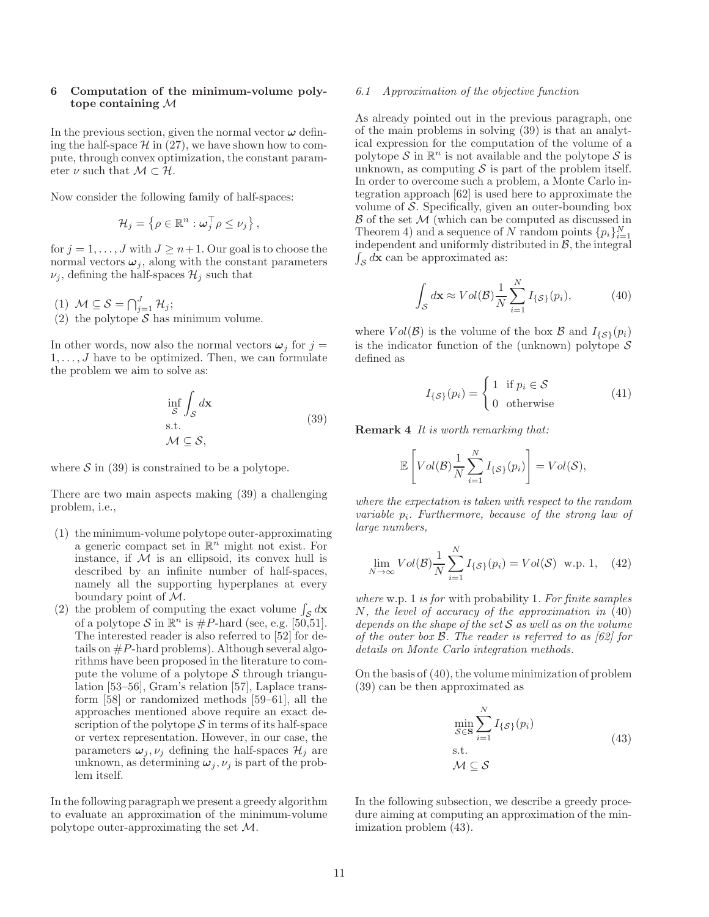## 6 Computation of the minimum-volume polytope containing $\mathcal{M}$

In the previous section, given the normal vector $\boldsymbol{\omega}$ defining the half-space $\mathcal{H}$ in (27), we have shown how to compute, through convex optimization, the constant parameter $\nu$ such that $\mathcal{M} \subset \mathcal{H}$.

Now consider the following family of half-spaces:

$$\mathcal{H}_j = \left\{ \rho \in \mathbb{R}^n : \boldsymbol{\omega}_j^\top \rho \leq \nu_j \right\},$$

for $j = 1, \ldots, J$ with $J \geq n+1$. Our goal is to choose the normal vectors $\boldsymbol{\omega}_j$, along with the constant parameters $\nu_j$, defining the half-spaces $\mathcal{H}_j$ such that

(1) $\mathcal{M} \subseteq \mathcal{S} = \bigcap_{j=1}^{J} \mathcal{H}_j$;
(2) the polytope $\mathcal{S}$ has minimum volume.

In other words, now also the normal vectors $\boldsymbol{\omega}_j$ for $j = 1, \ldots, J$ have to be optimized. Then, we can formulate the problem we aim to solve as:

$$\begin{aligned} &\inf_{\mathcal{S}} \int_{\mathcal{S}} d\mathbf{x} \\ &\text{s.t.} \\ &\mathcal{M} \subseteq \mathcal{S}, \end{aligned} \tag{39}$$

where $\mathcal{S}$ in (39) is constrained to be a polytope.

There are two main aspects making (39) a challenging problem, i.e.,

(1) the minimum-volume polytope outer-approximating a generic compact set in $\mathbb{R}^n$ might not exist. For instance, if $\mathcal{M}$ is an ellipsoid, its convex hull is described by an infinite number of half-spaces, namely all the supporting hyperplanes at every boundary point of $\mathcal{M}$.
(2) the problem of computing the exact volume $\int_{\mathcal{S}} d\mathbf{x}$ of a polytope $\mathcal{S}$ in $\mathbb{R}^n$ is #$P$-hard (see, e.g. [50,51]. The interested reader is also referred to [52] for details on #$P$-hard problems). Although several algorithms have been proposed in the literature to compute the volume of a polytope $\mathcal{S}$ through triangulation [53–56], Gram's relation [57], Laplace transform [58] or randomized methods [59–61], all the approaches mentioned above require an exact description of the polytope $\mathcal{S}$ in terms of its half-space or vertex representation. However, in our case, the parameters $\boldsymbol{\omega}_j, \nu_j$ defining the half-spaces $\mathcal{H}_j$ are unknown, as determining $\boldsymbol{\omega}_j, \nu_j$ is part of the problem itself.

In the following paragraph we present a greedy algorithm to evaluate an approximation of the minimum-volume polytope outer-approximating the set $\mathcal{M}$.

### 6.1 *Approximation of the objective function*

As already pointed out in the previous paragraph, one of the main problems in solving (39) is that an analytical expression for the computation of the volume of a polytope $\mathcal{S}$ in $\mathbb{R}^n$ is not available and the polytope $\mathcal{S}$ is unknown, as computing $\mathcal{S}$ is part of the problem itself. In order to overcome such a problem, a Monte Carlo integration approach [62] is used here to approximate the volume of $\mathcal{S}$. Specifically, given an outer-bounding box $\mathcal{B}$ of the set $\mathcal{M}$ (which can be computed as discussed in Theorem 4) and a sequence of $N$ random points $\{p_i\}_{i=1}^N$ independent and uniformly distributed in $\mathcal{B}$, the integral $\int_{\mathcal{S}} d\mathbf{x}$ can be approximated as:

$$\int_{\mathcal{S}} d\mathbf{x} \approx Vol(\mathcal{B}) \frac{1}{N} \sum_{i=1}^{N} I_{\{\mathcal{S}\}}(p_i), \tag{40}$$

where $Vol(\mathcal{B})$ is the volume of the box $\mathcal{B}$ and $I_{\{\mathcal{S}\}}(p_i)$ is the indicator function of the (unknown) polytope $\mathcal{S}$ defined as

$$I_{\{\mathcal{S}\}}(p_i) = \begin{cases} 1 & \text{if } p_i \in \mathcal{S} \\ 0 & \text{otherwise} \end{cases} \tag{41}$$

**Remark 4** *It is worth remarking that:*

$$\mathbb{E}\left[ Vol(\mathcal{B}) \frac{1}{N} \sum_{i=1}^{N} I_{\{\mathcal{S}\}}(p_i) \right] = Vol(\mathcal{S}),$$

*where the expectation is taken with respect to the random variable $p_i$. Furthermore, because of the strong law of large numbers,*

$$\lim_{N \to \infty} Vol(\mathcal{B}) \frac{1}{N} \sum_{i=1}^{N} I_{\{\mathcal{S}\}}(p_i) = Vol(\mathcal{S}) \;\; \text{w.p. 1}, \tag{42}$$

*where* w.p. 1 *is for* with probability 1. *For finite samples $N$, the level of accuracy of the approximation in (40) depends on the shape of the set $\mathcal{S}$ as well as on the volume of the outer box $\mathcal{B}$. The reader is referred to as [62] for details on Monte Carlo integration methods.*

On the basis of (40), the volume minimization of problem (39) can be then approximated as

$$\begin{aligned} &\min_{\mathcal{S} \in \mathbf{S}} \sum_{i=1}^{N} I_{\{\mathcal{S}\}}(p_i) \\ &\text{s.t.} \\ &\mathcal{M} \subseteq \mathcal{S} \end{aligned} \tag{43}$$

In the following subsection, we describe a greedy procedure aiming at computing an approximation of the minimization problem (43).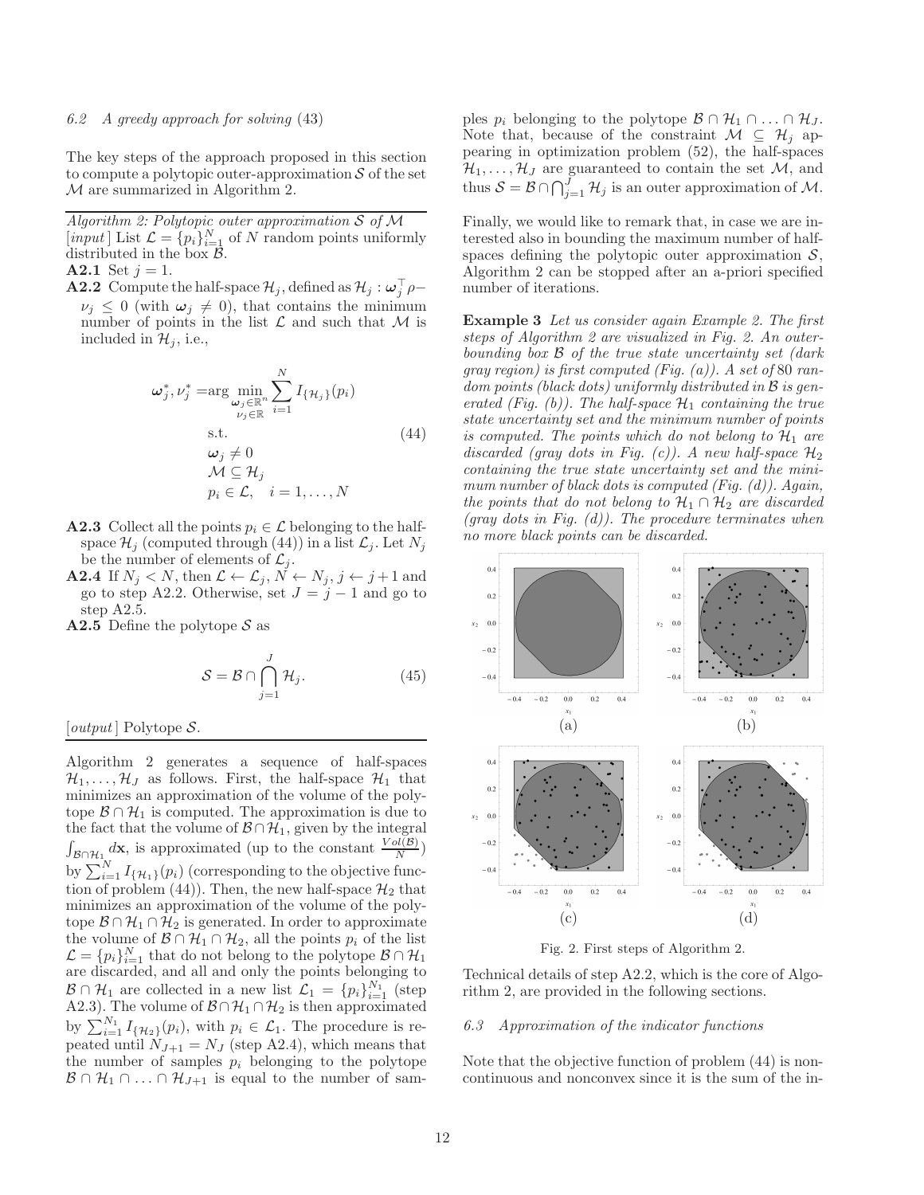### 6.2 A greedy approach for solving (43)

The key steps of the approach proposed in this section to compute a polytopic outer-approximation $\mathcal{S}$ of the set $\mathcal{M}$ are summarized in Algorithm 2.

---

*Algorithm 2: Polytopic outer approximation $\mathcal{S}$ of $\mathcal{M}$*

[*input*] List $\mathcal{L} = \{p_i\}_{i=1}^N$ of $N$ random points uniformly distributed in the box $\mathcal{B}$.

**A2.1** Set $j = 1$.

**A2.2** Compute the half-space $\mathcal{H}_j$, defined as $\mathcal{H}_j : \boldsymbol{\omega}_j^\top \rho - \nu_j \leq 0$ (with $\boldsymbol{\omega}_j \neq 0$), that contains the minimum number of points in the list $\mathcal{L}$ and such that $\mathcal{M}$ is included in $\mathcal{H}_j$, i.e.,

$$
\begin{aligned}
\boldsymbol{\omega}_j^*, \nu_j^* = & \arg \min_{\substack{\boldsymbol{\omega}_j \in \mathbb{R}^n \\ \nu_j \in \mathbb{R}}} \sum_{i=1}^{N} I_{\{\mathcal{H}_j\}}(p_i) \\
& \text{s.t.} \\
& \boldsymbol{\omega}_j \neq 0 \\
& \mathcal{M} \subseteq \mathcal{H}_j \\
& p_i \in \mathcal{L}, \quad i = 1, \ldots, N
\end{aligned} \tag{44}
$$

**A2.3** Collect all the points $p_i \in \mathcal{L}$ belonging to the half-space $\mathcal{H}_j$ (computed through (44)) in a list $\mathcal{L}_j$. Let $N_j$ be the number of elements of $\mathcal{L}_j$.

**A2.4** If $N_j < N$, then $\mathcal{L} \leftarrow \mathcal{L}_j$, $N \leftarrow N_j$, $j \leftarrow j+1$ and go to step A2.2. Otherwise, set $J = j - 1$ and go to step A2.5.

**A2.5** Define the polytope $\mathcal{S}$ as

$$
\mathcal{S} = \mathcal{B} \cap \bigcap_{j=1}^{J} \mathcal{H}_j. \tag{45}
$$

[*output*] Polytope $\mathcal{S}$.

---

Algorithm 2 generates a sequence of half-spaces $\mathcal{H}_1, \ldots, \mathcal{H}_J$ as follows. First, the half-space $\mathcal{H}_1$ that minimizes an approximation of the volume of the polytope $\mathcal{B} \cap \mathcal{H}_1$ is computed. The approximation is due to the fact that the volume of $\mathcal{B} \cap \mathcal{H}_1$, given by the integral $\int_{\mathcal{B} \cap \mathcal{H}_1} d\mathbf{x}$, is approximated (up to the constant $\frac{Vol(\mathcal{B})}{N}$) by $\sum_{i=1}^{N} I_{\{\mathcal{H}_1\}}(p_i)$ (corresponding to the objective function of problem (44)). Then, the new half-space $\mathcal{H}_2$ that minimizes an approximation of the volume of the polytope $\mathcal{B} \cap \mathcal{H}_1 \cap \mathcal{H}_2$ is generated. In order to approximate the volume of $\mathcal{B} \cap \mathcal{H}_1 \cap \mathcal{H}_2$, all the points $p_i$ of the list $\mathcal{L} = \{p_i\}_{i=1}^N$ that do not belong to the polytope $\mathcal{B} \cap \mathcal{H}_1$ are discarded, and all and only the points belonging to $\mathcal{B} \cap \mathcal{H}_1$ are collected in a new list $\mathcal{L}_1 = \{p_i\}_{i=1}^{N_1}$ (step A2.3). The volume of $\mathcal{B} \cap \mathcal{H}_1 \cap \mathcal{H}_2$ is then approximated by $\sum_{i=1}^{N_1} I_{\{\mathcal{H}_2\}}(p_i)$, with $p_i \in \mathcal{L}_1$. The procedure is repeated until $N_{J+1} = N_J$ (step A2.4), which means that the number of samples $p_i$ belonging to the polytope $\mathcal{B} \cap \mathcal{H}_1 \cap \ldots \cap \mathcal{H}_{J+1}$ is equal to the number of samples $p_i$ belonging to the polytope $\mathcal{B} \cap \mathcal{H}_1 \cap \ldots \cap \mathcal{H}_J$. Note that, because of the constraint $\mathcal{M} \subseteq \mathcal{H}_j$ appearing in optimization problem (52), the half-spaces $\mathcal{H}_1, \ldots, \mathcal{H}_J$ are guaranteed to contain the set $\mathcal{M}$, and thus $\mathcal{S} = \mathcal{B} \cap \bigcap_{j=1}^{J} \mathcal{H}_j$ is an outer approximation of $\mathcal{M}$.

Finally, we would like to remark that, in case we are interested also in bounding the maximum number of half-spaces defining the polytopic outer approximation $\mathcal{S}$, Algorithm 2 can be stopped after an a-priori specified number of iterations.

**Example 3** *Let us consider again Example 2. The first steps of Algorithm 2 are visualized in Fig. 2. An outer-bounding box $\mathcal{B}$ of the true state uncertainty set (dark gray region) is first computed (Fig. (a)). A set of 80 random points (black dots) uniformly distributed in $\mathcal{B}$ is generated (Fig. (b)). The half-space $\mathcal{H}_1$ containing the true state uncertainty set and the minimum number of points is computed. The points which do not belong to $\mathcal{H}_1$ are discarded (gray dots in Fig. (c)). A new half-space $\mathcal{H}_2$ containing the true state uncertainty set and the minimum number of black dots is computed (Fig. (d)). Again, the points that do not belong to $\mathcal{H}_1 \cap \mathcal{H}_2$ are discarded (gray dots in Fig. (d)). The procedure terminates when no more black points can be discarded.*

Fig. 2. First steps of Algorithm 2.

Technical details of step A2.2, which is the core of Algorithm 2, are provided in the following sections.

### 6.3 Approximation of the indicator functions

Note that the objective function of problem (44) is noncontinuous and nonconvex since it is the sum of the in-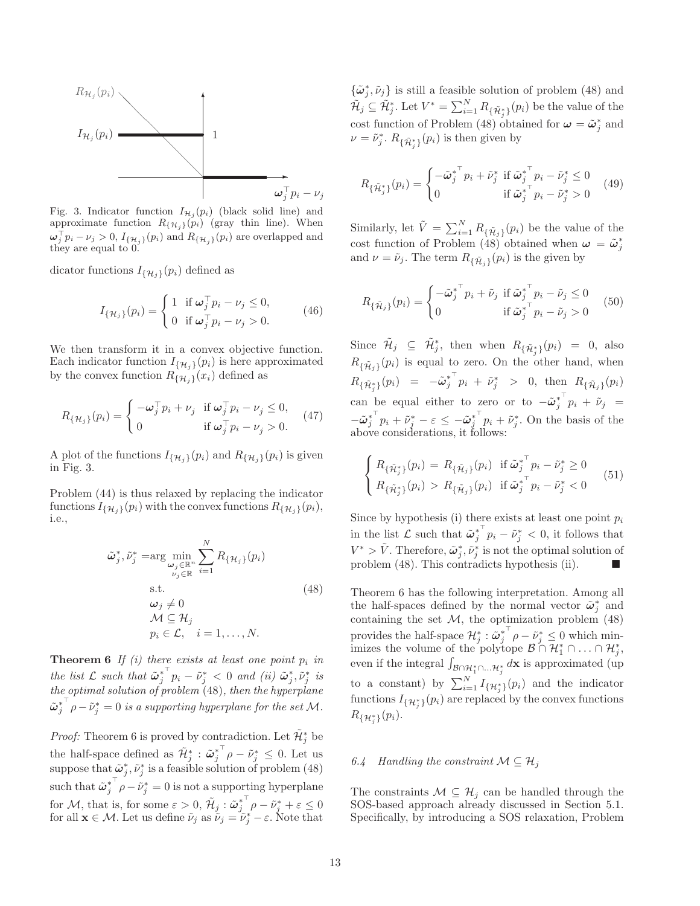Fig. 3. Indicator function $I_{\mathcal{H}_j}(p_i)$ (black solid line) and approximate function $R_{\{\mathcal{H}_j\}}(p_i)$ (gray thin line). When $\boldsymbol{\omega}_j^\top p_i - \nu_j > 0$, $I_{\{\mathcal{H}_j\}}(p_i)$ and $R_{\{\mathcal{H}_j\}}(p_i)$ are overlapped and they are equal to 0.

dicator functions $I_{\{\mathcal{H}_j\}}(p_i)$ defined as

$$I_{\{\mathcal{H}_j\}}(p_i) = \begin{cases} 1 & \text{if } \boldsymbol{\omega}_j^\top p_i - \nu_j \leq 0, \\ 0 & \text{if } \boldsymbol{\omega}_j^\top p_i - \nu_j > 0. \end{cases} \tag{46}$$

We then transform it in a convex objective function. Each indicator function $I_{\{\mathcal{H}_j\}}(p_i)$ is here approximated by the convex function $R_{\{\mathcal{H}_j\}}(x_i)$ defined as

$$R_{\{\mathcal{H}_j\}}(p_i) = \begin{cases} -\boldsymbol{\omega}_j^\top p_i + \nu_j & \text{if } \boldsymbol{\omega}_j^\top p_i - \nu_j \leq 0, \\ 0 & \text{if } \boldsymbol{\omega}_j^\top p_i - \nu_j > 0. \end{cases} \tag{47}$$

A plot of the functions $I_{\{\mathcal{H}_j\}}(p_i)$ and $R_{\{\mathcal{H}_j\}}(p_i)$ is given in Fig. 3.

Problem (44) is thus relaxed by replacing the indicator functions $I_{\{\mathcal{H}_j\}}(p_i)$ with the convex functions $R_{\{\mathcal{H}_j\}}(p_i)$, i.e.,

$$\begin{aligned} \tilde{\boldsymbol{\omega}}_j^*, \tilde{\nu}_j^* = &\arg \min_{\substack{\boldsymbol{\omega}_j \in \mathbb{R}^n \\ \nu_j \in \mathbb{R}}} \sum_{i=1}^{N} R_{\{\mathcal{H}_j\}}(p_i) \\ &\text{s.t.} \\ &\boldsymbol{\omega}_j \neq 0 \\ &\mathcal{M} \subseteq \mathcal{H}_j \\ &p_i \in \mathcal{L}, \quad i = 1, \ldots, N. \end{aligned} \tag{48}$$

**Theorem 6** *If (i) there exists at least one point $p_i$ in the list $\mathcal{L}$ such that $\tilde{\boldsymbol{\omega}}_j^{*\top} p_i - \tilde{\nu}_j^* < 0$ and (ii) $\tilde{\boldsymbol{\omega}}_j^*, \tilde{\nu}_j^*$ is the optimal solution of problem* (48)*, then the hyperplane $\tilde{\boldsymbol{\omega}}_j^{*\top} \rho - \tilde{\nu}_j^* = 0$ is a supporting hyperplane for the set $\mathcal{M}$.*

*Proof:* Theorem 6 is proved by contradiction. Let $\tilde{\mathcal{H}}_j^*$ be the half-space defined as $\tilde{\mathcal{H}}_j^* : \tilde{\boldsymbol{\omega}}_j^{*\top} \rho - \tilde{\nu}_j^* \leq 0$. Let us suppose that $\tilde{\boldsymbol{\omega}}_j^*, \tilde{\nu}_j^*$ is a feasible solution of problem (48) such that $\tilde{\boldsymbol{\omega}}_j^{*\top} \rho - \tilde{\nu}_j^* = 0$ is not a supporting hyperplane for $\mathcal{M}$, that is, for some $\varepsilon > 0$, $\tilde{\mathcal{H}}_j : \tilde{\boldsymbol{\omega}}_j^{*\top} \rho - \tilde{\nu}_j^* + \varepsilon \leq 0$ for all $\mathbf{x} \in \mathcal{M}$. Let us define $\tilde{\nu}_j$ as $\tilde{\nu}_j = \tilde{\nu}_j^* - \varepsilon$. Note that $\{\tilde{\boldsymbol{\omega}}_j^*, \tilde{\nu}_j\}$ is still a feasible solution of problem (48) and $\tilde{\mathcal{H}}_j \subseteq \tilde{\mathcal{H}}_j^*$. Let $V^* = \sum_{i=1}^{N} R_{\{\tilde{\mathcal{H}}_j^*\}}(p_i)$ be the value of the cost function of Problem (48) obtained for $\boldsymbol{\omega} = \tilde{\boldsymbol{\omega}}_j^*$ and $\nu = \tilde{\nu}_j^*$. $R_{\{\tilde{\mathcal{H}}_j^*\}}(p_i)$ is then given by

$$R_{\{\tilde{\mathcal{H}}_j^*\}}(p_i) = \begin{cases} -\tilde{\boldsymbol{\omega}}_j^{*\top} p_i + \tilde{\nu}_j^* & \text{if } \tilde{\boldsymbol{\omega}}_j^{*\top} p_i - \tilde{\nu}_j^* \leq 0 \\ 0 & \text{if } \tilde{\boldsymbol{\omega}}_j^{*\top} p_i - \tilde{\nu}_j^* > 0 \end{cases} \tag{49}$$

Similarly, let $\tilde{V} = \sum_{i=1}^{N} R_{\{\tilde{\mathcal{H}}_j\}}(p_i)$ be the value of the cost function of Problem (48) obtained when $\boldsymbol{\omega} = \tilde{\boldsymbol{\omega}}_j^*$ and $\nu = \tilde{\nu}_j$. The term $R_{\{\tilde{\mathcal{H}}_j\}}(p_i)$ is the given by

$$R_{\{\tilde{\mathcal{H}}_j\}}(p_i) = \begin{cases} -\tilde{\boldsymbol{\omega}}_j^{*\top} p_i + \tilde{\nu}_j & \text{if } \tilde{\boldsymbol{\omega}}_j^{*\top} p_i - \tilde{\nu}_j \leq 0 \\ 0 & \text{if } \tilde{\boldsymbol{\omega}}_j^{*\top} p_i - \tilde{\nu}_j > 0 \end{cases} \tag{50}$$

Since $\tilde{\mathcal{H}}_j \subseteq \tilde{\mathcal{H}}_j^*$, then when $R_{\{\tilde{\mathcal{H}}_j^*\}}(p_i) = 0$, also $R_{\{\tilde{\mathcal{H}}_j\}}(p_i)$ is equal to zero. On the other hand, when $R_{\{\tilde{\mathcal{H}}_j^*\}}(p_i) = -\tilde{\boldsymbol{\omega}}_j^{*\top} p_i + \tilde{\nu}_j^* > 0$, then $R_{\{\tilde{\mathcal{H}}_j\}}(p_i)$ can be equal either to zero or to $-\tilde{\boldsymbol{\omega}}_j^{*\top} p_i + \tilde{\nu}_j = -\tilde{\boldsymbol{\omega}}_j^{*\top} p_i + \tilde{\nu}_j^* - \varepsilon \leq -\tilde{\boldsymbol{\omega}}_j^{*\top} p_i + \tilde{\nu}_j^*$. On the basis of the above considerations, it follows:

$$\begin{cases} R_{\{\tilde{\mathcal{H}}_j^*\}}(p_i) = R_{\{\tilde{\mathcal{H}}_j\}}(p_i) & \text{if } \tilde{\boldsymbol{\omega}}_j^{*\top} p_i - \tilde{\nu}_j^* \geq 0 \\ R_{\{\tilde{\mathcal{H}}_j^*\}}(p_i) > R_{\{\tilde{\mathcal{H}}_j\}}(p_i) & \text{if } \tilde{\boldsymbol{\omega}}_j^{*\top} p_i - \tilde{\nu}_j^* < 0 \end{cases} \tag{51}$$

Since by hypothesis (i) there exists at least one point $p_i$ in the list $\mathcal{L}$ such that $\tilde{\boldsymbol{\omega}}_j^{*\top} p_i - \tilde{\nu}_j^* < 0$, it follows that $V^* > \tilde{V}$. Therefore, $\tilde{\boldsymbol{\omega}}_j^*, \tilde{\nu}_j^*$ is not the optimal solution of problem (48). This contradicts hypothesis (ii). ■

Theorem 6 has the following interpretation. Among all the half-spaces defined by the normal vector $\tilde{\boldsymbol{\omega}}_j^*$ and containing the set $\mathcal{M}$, the optimization problem (48) provides the half-space $\mathcal{H}_j^* : \tilde{\boldsymbol{\omega}}_j^{*\top} \rho - \tilde{\nu}_j^* \leq 0$ which minimizes the volume of the polytope $\mathcal{B} \cap \mathcal{H}_1^* \cap \ldots \cap \mathcal{H}_j^*$, even if the integral $\int_{\mathcal{B} \cap \mathcal{H}_1^* \cap \ldots \mathcal{H}_j^*} d\mathbf{x}$ is approximated (up to a constant) by $\sum_{i=1}^{N} I_{\{\mathcal{H}_j^*\}}(p_i)$ and the indicator functions $I_{\{\mathcal{H}_j^*\}}(p_i)$ are replaced by the convex functions $R_{\{\mathcal{H}_j^*\}}(p_i)$.

### 6.4 Handling the constraint $\mathcal{M} \subseteq \mathcal{H}_j$

The constraints $\mathcal{M} \subseteq \mathcal{H}_j$ can be handled through the SOS-based approach already discussed in Section 5.1. Specifically, by introducing a SOS relaxation, Problem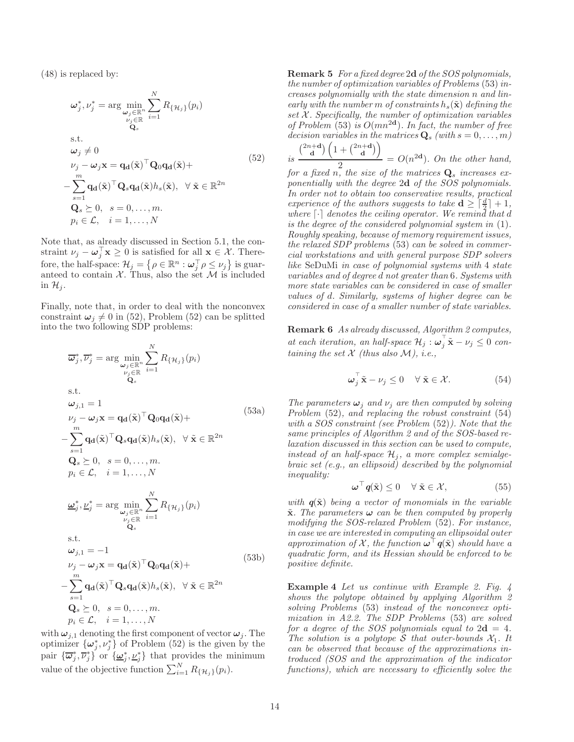(48) is replaced by:

$$
\begin{aligned}
&\boldsymbol{\omega}_j^*, \nu_j^* = \arg \min_{\substack{\boldsymbol{\omega}_j \in \mathbb{R}^n \\ \nu_j \in \mathbb{R} \\ \mathbf{Q}_s}} \sum_{i=1}^{N} R_{\{\mathcal{H}_j\}}(p_i) \\
&\text{s.t.} \\
&\boldsymbol{\omega}_j \neq 0 \\
&\nu_j - \boldsymbol{\omega}_j \mathbf{x} = \mathbf{q}_{\mathbf{d}}(\tilde{\mathbf{x}})^\top \mathbf{Q}_0 \mathbf{q}_{\mathbf{d}}(\tilde{\mathbf{x}}) + \\
&- \sum_{s=1}^{m} \mathbf{q}_{\mathbf{d}}(\tilde{\mathbf{x}})^\top \mathbf{Q}_s \mathbf{q}_{\mathbf{d}}(\tilde{\mathbf{x}}) h_s(\tilde{\mathbf{x}}), \ \ \forall\, \tilde{\mathbf{x}} \in \mathbb{R}^{2n} \\
&\mathbf{Q}_s \succeq 0, \ \ s = 0, \ldots, m. \\
&p_i \in \mathcal{L}, \quad i = 1, \ldots, N
\end{aligned}
\tag{52}
$$

Note that, as already discussed in Section 5.1, the constraint $\nu_j - \boldsymbol{\omega}_j^\top \mathbf{x} \geq 0$ is satisfied for all $\mathbf{x} \in \mathcal{X}$. Therefore, the half-space: $\mathcal{H}_j = \left\{\rho \in \mathbb{R}^n : \boldsymbol{\omega}_j^\top \rho \leq \nu_j\right\}$ is guaranteed to contain $\mathcal{X}$. Thus, also the set $\mathcal{M}$ is included in $\mathcal{H}_j$.

Finally, note that, in order to deal with the nonconvex constraint $\boldsymbol{\omega}_j \neq 0$ in (52), Problem (52) can be splitted into the two following SDP problems:

$$
\begin{aligned}
&\overline{\boldsymbol{\omega}}_j^*, \overline{\nu}_j^* = \arg \min_{\substack{\boldsymbol{\omega}_j \in \mathbb{R}^n \\ \nu_j \in \mathbb{R} \\ \mathbf{Q}_s}} \sum_{i=1}^{N} R_{\{\mathcal{H}_j\}}(p_i) \\
&\text{s.t.} \\
&\boldsymbol{\omega}_{j,1} = 1 \\
&\nu_j - \boldsymbol{\omega}_j \mathbf{x} = \mathbf{q}_{\mathbf{d}}(\tilde{\mathbf{x}})^\top \mathbf{Q}_0 \mathbf{q}_{\mathbf{d}}(\tilde{\mathbf{x}}) + \\
&- \sum_{s=1}^{m} \mathbf{q}_{\mathbf{d}}(\tilde{\mathbf{x}})^\top \mathbf{Q}_s \mathbf{q}_{\mathbf{d}}(\tilde{\mathbf{x}}) h_s(\tilde{\mathbf{x}}), \ \ \forall\, \tilde{\mathbf{x}} \in \mathbb{R}^{2n} \\
&\mathbf{Q}_s \succeq 0, \ \ s = 0, \ldots, m. \\
&p_i \in \mathcal{L}, \quad i = 1, \ldots, N
\end{aligned}
\tag{53a}
$$

$$
\begin{aligned}
&\underline{\boldsymbol{\omega}}_j^*, \underline{\nu}_j^* = \arg \min_{\substack{\boldsymbol{\omega}_j \in \mathbb{R}^n \\ \nu_j \in \mathbb{R} \\ \mathbf{Q}_s}} \sum_{i=1}^{N} R_{\{\mathcal{H}_j\}}(p_i) \\
&\text{s.t.} \\
&\boldsymbol{\omega}_{j,1} = -1 \\
&\nu_j - \boldsymbol{\omega}_j \mathbf{x} = \mathbf{q}_{\mathbf{d}}(\tilde{\mathbf{x}})^\top \mathbf{Q}_0 \mathbf{q}_{\mathbf{d}}(\tilde{\mathbf{x}}) + \\
&- \sum_{s=1}^{m} \mathbf{q}_{\mathbf{d}}(\tilde{\mathbf{x}})^\top \mathbf{Q}_s \mathbf{q}_{\mathbf{d}}(\tilde{\mathbf{x}}) h_s(\tilde{\mathbf{x}}), \ \ \forall\, \tilde{\mathbf{x}} \in \mathbb{R}^{2n} \\
&\mathbf{Q}_s \succeq 0, \ \ s = 0, \ldots, m. \\
&p_i \in \mathcal{L}, \quad i = 1, \ldots, N
\end{aligned}
\tag{53b}
$$

with $\boldsymbol{\omega}_{j,1}$ denoting the first component of vector $\boldsymbol{\omega}_j$. The optimizer $\{\boldsymbol{\omega}_j^*, \nu_j^*\}$ of Problem (52) is the given by the pair $\{\overline{\boldsymbol{\omega}}_j^*, \overline{\nu}_j^*\}$ or $\{\underline{\boldsymbol{\omega}}_j^*, \underline{\nu}_j^*\}$ that provides the minimum value of the objective function $\sum_{i=1}^{N} R_{\{\mathcal{H}_j\}}(p_i)$.

**Remark 5** *For a fixed degree $2\mathbf{d}$ of the SOS polynomials, the number of optimization variables of Problems (53) increases polynomially with the state dimension $n$ and linearly with the number $m$ of constraints $h_s(\tilde{\mathbf{x}})$ defining the set $\mathcal{X}$. Specifically, the number of optimization variables of Problem (53) is $O(mn^{2\mathbf{d}})$. In fact, the number of free decision variables in the matrices $\mathbf{Q}_s$ (with $s = 0, \ldots, m$) is $\dfrac{\binom{2n+\mathbf{d}}{\mathbf{d}}\left(1 + \binom{2n+\mathbf{d}}{\mathbf{d}}\right)}{2} = O(n^{2\mathbf{d}})$. On the other hand, for a fixed $n$, the size of the matrices $\mathbf{Q}_s$ increases exponentially with the degree $2\mathbf{d}$ of the SOS polynomials. In order not to obtain too conservative results, practical experience of the authors suggests to take $\mathbf{d} \geq \lceil \frac{d}{2} \rceil + 1$, where $\lceil \cdot \rceil$ denotes the ceiling operator. We remind that $d$ is the degree of the considered polynomial system in (1). Roughly speaking, because of memory requirement issues, the relaxed SDP problems (53) can be solved in commercial workstations and with general purpose SDP solvers like* SeDuMi *in case of polynomial systems with 4 state variables and of degree $d$ not greater than 6. Systems with more state variables can be considered in case of smaller values of $d$. Similarly, systems of higher degree can be considered in case of a smaller number of state variables.*

**Remark 6** *As already discussed, Algorithm 2 computes, at each iteration, an half-space $\mathcal{H}_j : \boldsymbol{\omega}_j^\top \tilde{\mathbf{x}} - \nu_j \leq 0$ containing the set $\mathcal{X}$ (thus also $\mathcal{M}$), i.e.,*

$$
\boldsymbol{\omega}_j^\top \tilde{\mathbf{x}} - \nu_j \leq 0 \quad \forall\, \tilde{\mathbf{x}} \in \mathcal{X}. \tag{54}
$$

*The parameters $\boldsymbol{\omega}_j$ and $\nu_j$ are then computed by solving Problem (52), and replacing the robust constraint (54) with a SOS constraint (see Problem (52)). Note that the same principles of Algorithm 2 and of the SOS-based relaxation discussed in this section can be used to compute, instead of an half-space $\mathcal{H}_j$, a more complex semialgebraic set (e.g., an ellipsoid) described by the polynomial inequality:*

$$
\boldsymbol{\omega}^\top \boldsymbol{q}(\tilde{\mathbf{x}}) \leq 0 \quad \forall\, \tilde{\mathbf{x}} \in \mathcal{X}, \tag{55}
$$

*with $\boldsymbol{q}(\tilde{\mathbf{x}})$ being a vector of monomials in the variable $\tilde{\mathbf{x}}$. The parameters $\boldsymbol{\omega}$ can be then computed by properly modifying the SOS-relaxed Problem (52). For instance, in case we are interested in computing an ellipsoidal outer approximation of $\mathcal{X}$, the function $\boldsymbol{\omega}^\top \boldsymbol{q}(\tilde{\mathbf{x}})$ should have a quadratic form, and its Hessian should be enforced to be positive definite.*

**Example 4** *Let us continue with Example 2. Fig. 4 shows the polytope obtained by applying Algorithm 2 solving Problems (53) instead of the nonconvex optimization in A2.2. The SDP Problems (53) are solved for a degree of the SOS polynomials equal to $2\mathbf{d} = 4$. The solution is a polytope $\mathcal{S}$ that outer-bounds $\mathcal{X}_1$. It can be observed that because of the approximations introduced (SOS and the approximation of the indicator functions), which are necessary to efficiently solve the*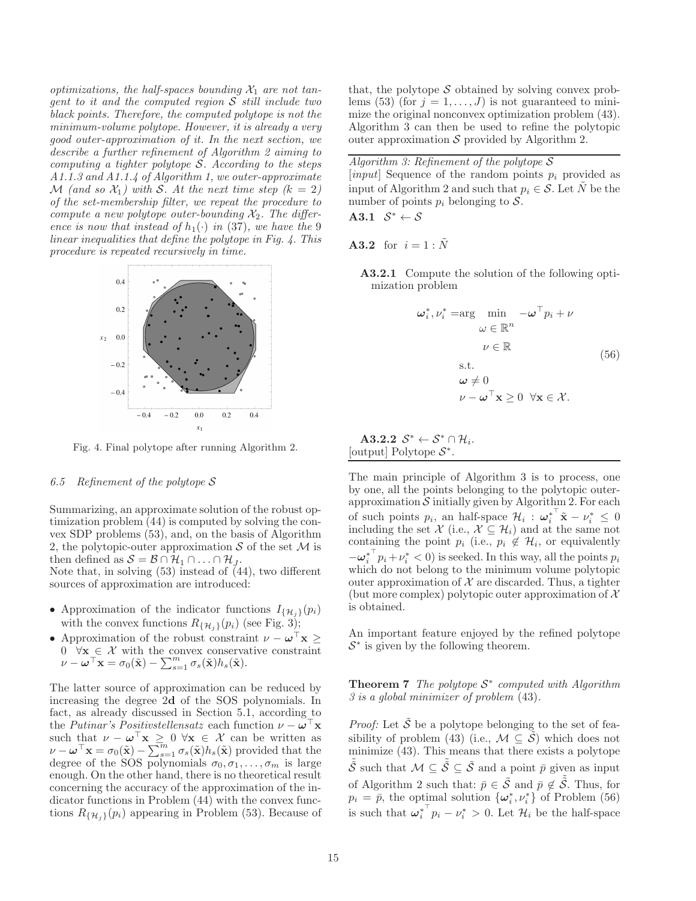*optimizations, the half-spaces bounding $\mathcal{X}_1$ are not tangent to it and the computed region $\mathcal{S}$ still include two black points. Therefore, the computed polytope is not the minimum-volume polytope. However, it is already a very good outer-approximation of it. In the next section, we describe a further refinement of Algorithm 2 aiming to computing a tighter polytope $\mathcal{S}$. According to the steps A1.1.3 and A1.1.4 of Algorithm 1, we outer-approximate $\mathcal{M}$ (and so $\mathcal{X}_1$) with $\mathcal{S}$. At the next time step ($k = 2$) of the set-membership filter, we repeat the procedure to compute a new polytope outer-bounding $\mathcal{X}_2$. The difference is now that instead of $h_1(\cdot)$ in (37), we have the 9 linear inequalities that define the polytope in Fig. 4. This procedure is repeated recursively in time.*

Fig. 4. Final polytope after running Algorithm 2.

### 6.5 Refinement of the polytope $\mathcal{S}$

Summarizing, an approximate solution of the robust optimization problem (44) is computed by solving the convex SDP problems (53), and, on the basis of Algorithm 2, the polytopic-outer approximation $\mathcal{S}$ of the set $\mathcal{M}$ is then defined as $\mathcal{S} = \mathcal{B} \cap \mathcal{H}_1 \cap \ldots \cap \mathcal{H}_J$.
Note that, in solving (53) instead of (44), two different sources of approximation are introduced:

- Approximation of the indicator functions $I_{\{\mathcal{H}_j\}}(p_i)$ with the convex functions $R_{\{\mathcal{H}_j\}}(p_i)$ (see Fig. 3);
- Approximation of the robust constraint $\nu - \boldsymbol{\omega}^\top \mathbf{x} \geq 0 \;\; \forall \mathbf{x} \in \mathcal{X}$ with the convex conservative constraint $\nu - \boldsymbol{\omega}^\top \mathbf{x} = \sigma_0(\tilde{\mathbf{x}}) - \sum_{s=1}^{m} \sigma_s(\tilde{\mathbf{x}}) h_s(\tilde{\mathbf{x}})$.

The latter source of approximation can be reduced by increasing the degree $2\mathbf{d}$ of the SOS polynomials. In fact, as already discussed in Section 5.1, according to the *Putinar's Positivstellensatz* each function $\nu - \boldsymbol{\omega}^\top \mathbf{x}$ such that $\nu - \boldsymbol{\omega}^\top \mathbf{x} \geq 0 \; \forall \mathbf{x} \in \mathcal{X}$ can be written as $\nu - \boldsymbol{\omega}^\top \mathbf{x} = \sigma_0(\tilde{\mathbf{x}}) - \sum_{s=1}^{m} \sigma_s(\tilde{\mathbf{x}}) h_s(\tilde{\mathbf{x}})$ provided that the degree of the SOS polynomials $\sigma_0, \sigma_1, \ldots, \sigma_m$ is large enough. On the other hand, there is no theoretical result concerning the accuracy of the approximation of the indicator functions in Problem (44) with the convex functions $R_{\{\mathcal{H}_j\}}(p_i)$ appearing in Problem (53). Because of that, the polytope $\mathcal{S}$ obtained by solving convex problems (53) (for $j = 1, \ldots, J$) is not guaranteed to minimize the original nonconvex optimization problem (43). Algorithm 3 can then be used to refine the polytopic outer approximation $\mathcal{S}$ provided by Algorithm 2.

---

*Algorithm 3: Refinement of the polytope $\mathcal{S}$*

[*input*] Sequence of the random points $p_i$ provided as input of Algorithm 2 and such that $p_i \in \mathcal{S}$. Let $\tilde{N}$ be the number of points $p_i$ belonging to $\mathcal{S}$.

**A3.1** $\mathcal{S}^* \leftarrow \mathcal{S}$

**A3.2** for $i = 1 : \tilde{N}$

**A3.2.1** Compute the solution of the following optimization problem

$$
\begin{aligned}
\boldsymbol{\omega}_i^*, \nu_i^* = \arg \min_{\substack{\omega \in \mathbb{R}^n \\ \nu \in \mathbb{R}}} \quad & -\boldsymbol{\omega}^\top p_i + \nu \\
\text{s.t.} \quad & \\
& \boldsymbol{\omega} \neq 0 \\
& \nu - \boldsymbol{\omega}^\top \mathbf{x} \geq 0 \;\; \forall \mathbf{x} \in \mathcal{X}.
\end{aligned} \tag{56}
$$

**A3.2.2** $\mathcal{S}^* \leftarrow \mathcal{S}^* \cap \mathcal{H}_i$.

[output] Polytope $\mathcal{S}^*$.

---

The main principle of Algorithm 3 is to process, one by one, all the points belonging to the polytopic outer-approximation $\mathcal{S}$ initially given by Algorithm 2. For each of such points $p_i$, an half-space $\mathcal{H}_i : {\boldsymbol{\omega}_i^*}^\top \tilde{\mathbf{x}} - \nu_i^* \leq 0$ including the set $\mathcal{X}$ (i.e., $\mathcal{X} \subseteq \mathcal{H}_i$) and at the same not containing the point $p_i$ (i.e., $p_i \notin \mathcal{H}_i$, or equivalently $-{\boldsymbol{\omega}_i^*}^\top p_i + \nu_i^* < 0$) is seeked. In this way, all the points $p_i$ which do not belong to the minimum volume polytopic outer approximation of $\mathcal{X}$ are discarded. Thus, a tighter (but more complex) polytopic outer approximation of $\mathcal{X}$ is obtained.

An important feature enjoyed by the refined polytope $\mathcal{S}^*$ is given by the following theorem.

**Theorem 7** *The polytope $\mathcal{S}^*$ computed with Algorithm 3 is a global minimizer of problem* (43).

*Proof:* Let $\tilde{\mathcal{S}}$ be a polytope belonging to the set of feasibility of problem (43) (i.e., $\mathcal{M} \subseteq \tilde{\mathcal{S}}$) which does not minimize (43). This means that there exists a polytope $\tilde{\tilde{\mathcal{S}}}$ such that $\mathcal{M} \subseteq \tilde{\tilde{\mathcal{S}}} \subseteq \tilde{\mathcal{S}}$ and a point $\bar{p}$ given as input of Algorithm 2 such that: $\bar{p} \in \tilde{\mathcal{S}}$ and $\bar{p} \notin \tilde{\tilde{\mathcal{S}}}$. Thus, for $p_i = \bar{p}$, the optimal solution $\{\boldsymbol{\omega}_i^*, \nu_i^*\}$ of Problem (56) is such that ${\boldsymbol{\omega}_i^*}^\top p_i - \nu_i^* > 0$. Let $\mathcal{H}_i$ be the half-space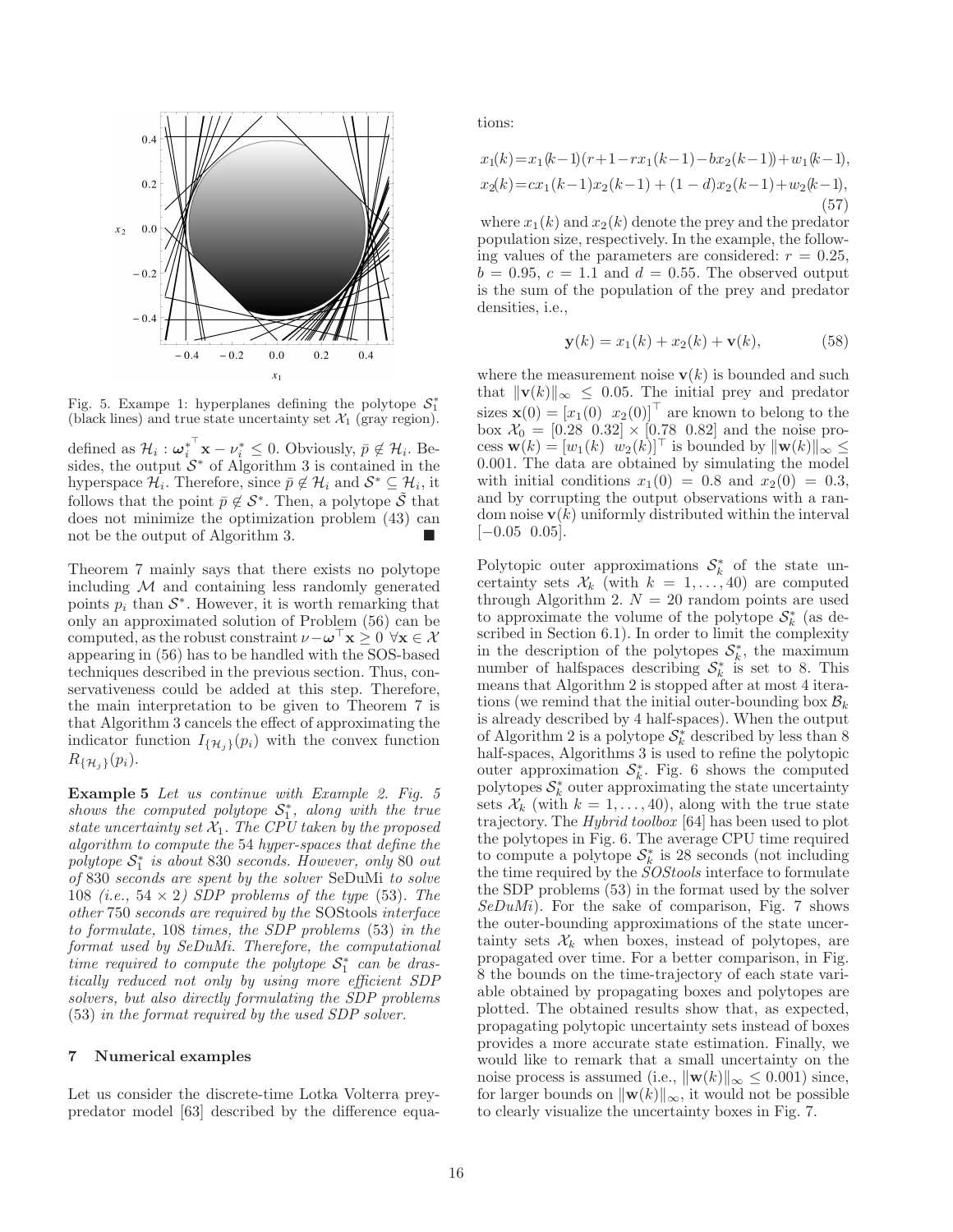Fig. 5. Exampe 1: hyperplanes defining the polytope $\mathcal{S}_1^*$ (black lines) and true state uncertainty set $\mathcal{X}_1$ (gray region).

defined as $\mathcal{H}_i : \boldsymbol{\omega}_i^{*\top}\mathbf{x} - \nu_i^* \leq 0$. Obviously, $\bar{p} \notin \mathcal{H}_i$. Besides, the output $\mathcal{S}^*$ of Algorithm 3 is contained in the hyperspace $\mathcal{H}_i$. Therefore, since $\bar{p} \notin \mathcal{H}_i$ and $\mathcal{S}^* \subseteq \mathcal{H}_i$, it follows that the point $\bar{p} \notin \mathcal{S}^*$. Then, a polytope $\tilde{\mathcal{S}}$ that does not minimize the optimization problem (43) can not be the output of Algorithm 3. ■

Theorem 7 mainly says that there exists no polytope including $\mathcal{M}$ and containing less randomly generated points $p_i$ than $\mathcal{S}^*$. However, it is worth remarking that only an approximated solution of Problem (56) can be computed, as the robust constraint $\nu - \boldsymbol{\omega}^\top\mathbf{x} \geq 0 \ \forall \mathbf{x} \in \mathcal{X}$ appearing in (56) has to be handled with the SOS-based techniques described in the previous section. Thus, conservativeness could be added at this step. Therefore, the main interpretation to be given to Theorem 7 is that Algorithm 3 cancels the effect of approximating the indicator function $I_{\{\mathcal{H}_j\}}(p_i)$ with the convex function $R_{\{\mathcal{H}_j\}}(p_i)$.

**Example 5** *Let us continue with Example 2. Fig. 5 shows the computed polytope $\mathcal{S}_1^*$, along with the true state uncertainty set $\mathcal{X}_1$. The CPU taken by the proposed algorithm to compute the* 54 *hyper-spaces that define the polytope $\mathcal{S}_1^*$ is about* 830 *seconds. However, only* 80 *out of* 830 *seconds are spent by the solver* SeDuMi *to solve* 108 *(i.e.,* $54 \times 2$*) SDP problems of the type* (53). *The other* 750 *seconds are required by the* SOStools *interface to formulate,* 108 *times, the SDP problems* (53) *in the format used by SeDuMi. Therefore, the computational time required to compute the polytope $\mathcal{S}_1^*$ can be drastically reduced not only by using more efficient SDP solvers, but also directly formulating the SDP problems* (53) *in the format required by the used SDP solver.*

## 7 Numerical examples

Let us consider the discrete-time Lotka Volterra prey-predator model [63] described by the difference equations:

$$
\begin{aligned}
x_1(k) &= x_1(k-1)(r+1-rx_1(k-1)-bx_2(k-1)) + w_1(k-1),\\
x_2(k) &= cx_1(k-1)x_2(k-1) + (1-d)x_2(k-1) + w_2(k-1),
\end{aligned} \tag{57}
$$

where $x_1(k)$ and $x_2(k)$ denote the prey and the predator population size, respectively. In the example, the following values of the parameters are considered: $r = 0.25$, $b = 0.95$, $c = 1.1$ and $d = 0.55$. The observed output is the sum of the population of the prey and predator densities, i.e.,

$$
\mathbf{y}(k) = x_1(k) + x_2(k) + \mathbf{v}(k), \tag{58}
$$

where the measurement noise $\mathbf{v}(k)$ is bounded and such that $\|\mathbf{v}(k)\|_\infty \leq 0.05$. The initial prey and predator sizes $\mathbf{x}(0) = [x_1(0) \;\; x_2(0)]^\top$ are known to belong to the box $\mathcal{X}_0 = [0.28 \;\; 0.32] \times [0.78 \;\; 0.82]$ and the noise process $\mathbf{w}(k) = [w_1(k) \;\; w_2(k)]^\top$ is bounded by $\|\mathbf{w}(k)\|_\infty \leq 0.001$. The data are obtained by simulating the model with initial conditions $x_1(0) = 0.8$ and $x_2(0) = 0.3$, and by corrupting the output observations with a random noise $\mathbf{v}(k)$ uniformly distributed within the interval $[-0.05 \;\; 0.05]$.

Polytopic outer approximations $\mathcal{S}_k^*$ of the state uncertainty sets $\mathcal{X}_k$ (with $k = 1, \ldots, 40$) are computed through Algorithm 2. $N = 20$ random points are used to approximate the volume of the polytope $\mathcal{S}_k^*$ (as described in Section 6.1). In order to limit the complexity in the description of the polytopes $\mathcal{S}_k^*$, the maximum number of halfspaces describing $\mathcal{S}_k^*$ is set to 8. This means that Algorithm 2 is stopped after at most 4 iterations (we remind that the initial outer-bounding box $\mathcal{B}_k$ is already described by 4 half-spaces). When the output of Algorithm 2 is a polytope $\mathcal{S}_k^*$ described by less than 8 half-spaces, Algorithms 3 is used to refine the polytopic outer approximation $\mathcal{S}_k^*$. Fig. 6 shows the computed polytopes $\mathcal{S}_k^*$ outer approximating the state uncertainty sets $\mathcal{X}_k$ (with $k = 1, \ldots, 40$), along with the true state trajectory. The *Hybrid toolbox* [64] has been used to plot the polytopes in Fig. 6. The average CPU time required to compute a polytope $\mathcal{S}_k^*$ is 28 seconds (not including the time required by the *SOStools* interface to formulate the SDP problems (53) in the format used by the solver *SeDuMi*). For the sake of comparison, Fig. 7 shows the outer-bounding approximations of the state uncertainty sets $\mathcal{X}_k$ when boxes, instead of polytopes, are propagated over time. For a better comparison, in Fig. 8 the bounds on the time-trajectory of each state variable obtained by propagating boxes and polytopes are plotted. The obtained results show that, as expected, propagating polytopic uncertainty sets instead of boxes provides a more accurate state estimation. Finally, we would like to remark that a small uncertainty on the noise process is assumed (i.e., $\|\mathbf{w}(k)\|_\infty \leq 0.001$) since, for larger bounds on $\|\mathbf{w}(k)\|_\infty$, it would not be possible to clearly visualize the uncertainty boxes in Fig. 7.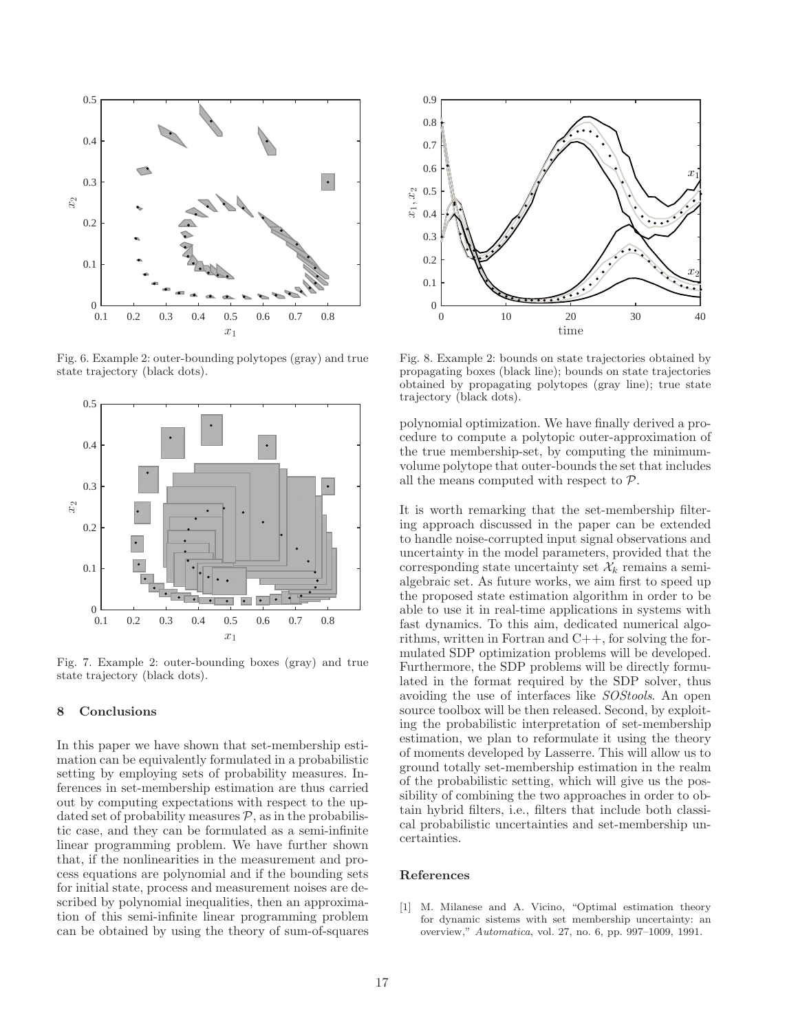0.5
0.4
0.3
0.2
0.1
0
0.1 0.2 0.3 0.4 0.5 0.6 0.7 0.8
$x_1$
$x_2$

Fig. 6. Example 2: outer-bounding polytopes (gray) and true state trajectory (black dots).

0.5
0.4
0.3
0.2
0.1
0
0.1 0.2 0.3 0.4 0.5 0.6 0.7 0.8
$x_1$
$x_2$

Fig. 7. Example 2: outer-bounding boxes (gray) and true state trajectory (black dots).

0.9
0.8
0.7
0.6
0.5
0.4
0.3
0.2
0.1
0
0 10 20 30 40
time
$x_1, x_2$
$x_1$
$x_2$

Fig. 8. Example 2: bounds on state trajectories obtained by propagating boxes (black line); bounds on state trajectories obtained by propagating polytopes (gray line); true state trajectory (black dots).

## 8 Conclusions

In this paper we have shown that set-membership estimation can be equivalently formulated in a probabilistic setting by employing sets of probability measures. Inferences in set-membership estimation are thus carried out by computing expectations with respect to the updated set of probability measures $\mathcal{P}$, as in the probabilistic case, and they can be formulated as a semi-infinite linear programming problem. We have further shown that, if the nonlinearities in the measurement and process equations are polynomial and if the bounding sets for initial state, process and measurement noises are described by polynomial inequalities, then an approximation of this semi-infinite linear programming problem can be obtained by using the theory of sum-of-squares polynomial optimization. We have finally derived a procedure to compute a polytopic outer-approximation of the true membership-set, by computing the minimum-volume polytope that outer-bounds the set that includes all the means computed with respect to $\mathcal{P}$.

It is worth remarking that the set-membership filtering approach discussed in the paper can be extended to handle noise-corrupted input signal observations and uncertainty in the model parameters, provided that the corresponding state uncertainty set $\mathcal{X}_k$ remains a semi-algebraic set. As future works, we aim first to speed up the proposed state estimation algorithm in order to be able to use it in real-time applications in systems with fast dynamics. To this aim, dedicated numerical algorithms, written in Fortran and C++, for solving the formulated SDP optimization problems will be developed. Furthermore, the SDP problems will be directly formulated in the format required by the SDP solver, thus avoiding the use of interfaces like *SOStools*. An open source toolbox will be then released. Second, by exploiting the probabilistic interpretation of set-membership estimation, we plan to reformulate it using the theory of moments developed by Lasserre. This will allow us to ground totally set-membership estimation in the realm of the probabilistic setting, which will give us the possibility of combining the two approaches in order to obtain hybrid filters, i.e., filters that include both classical probabilistic uncertainties and set-membership uncertainties.

## References

[1] M. Milanese and A. Vicino, "Optimal estimation theory for dynamic sistems with set membership uncertainty: an overview," *Automatica*, vol. 27, no. 6, pp. 997–1009, 1991.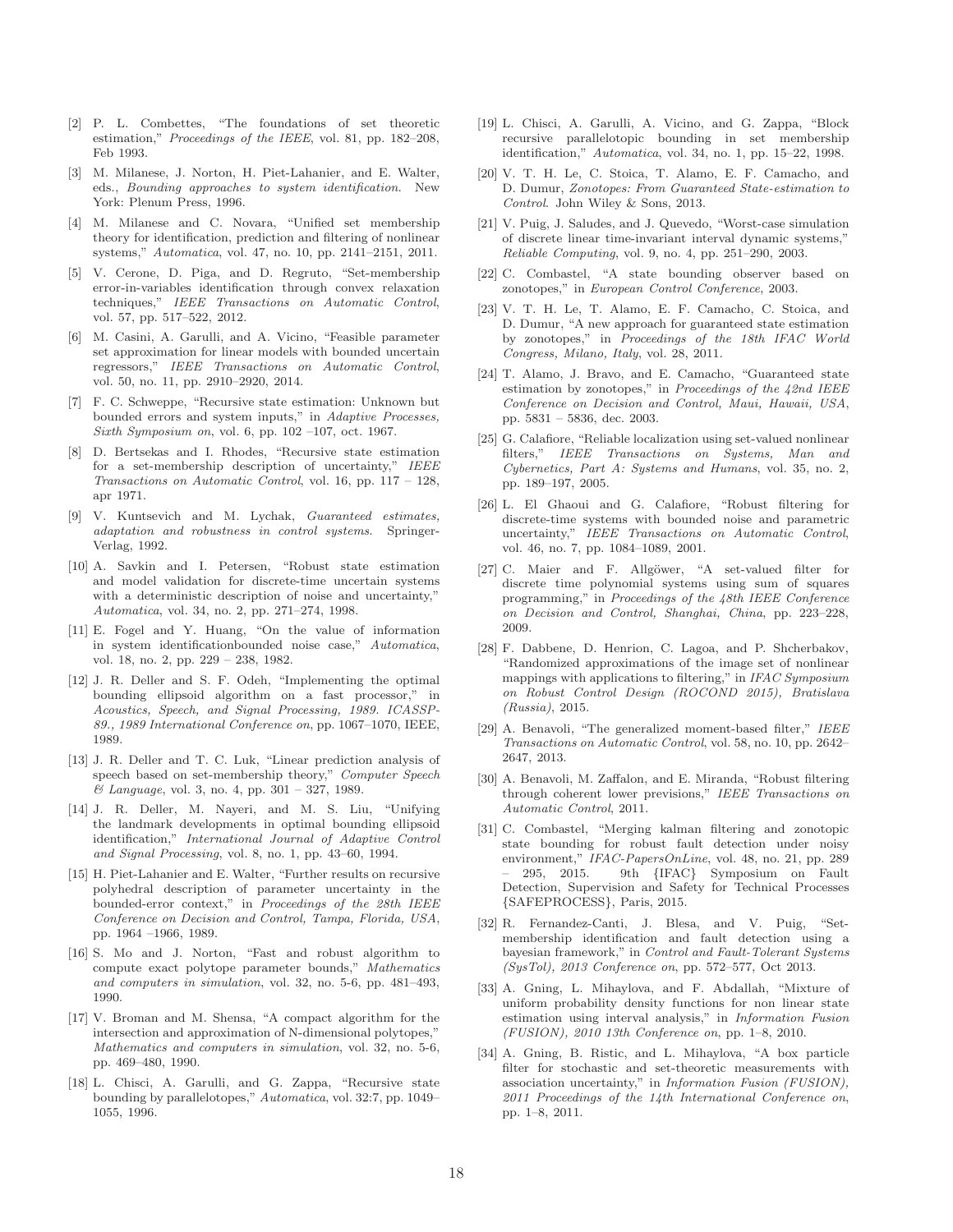[2] P. L. Combettes, "The foundations of set theoretic estimation," *Proceedings of the IEEE*, vol. 81, pp. 182–208, Feb 1993.

[3] M. Milanese, J. Norton, H. Piet-Lahanier, and E. Walter, eds., *Bounding approaches to system identification*. New York: Plenum Press, 1996.

[4] M. Milanese and C. Novara, "Unified set membership theory for identification, prediction and filtering of nonlinear systems," *Automatica*, vol. 47, no. 10, pp. 2141–2151, 2011.

[5] V. Cerone, D. Piga, and D. Regruto, "Set-membership error-in-variables identification through convex relaxation techniques," *IEEE Transactions on Automatic Control*, vol. 57, pp. 517–522, 2012.

[6] M. Casini, A. Garulli, and A. Vicino, "Feasible parameter set approximation for linear models with bounded uncertain regressors," *IEEE Transactions on Automatic Control*, vol. 50, no. 11, pp. 2910–2920, 2014.

[7] F. C. Schweppe, "Recursive state estimation: Unknown but bounded errors and system inputs," in *Adaptive Processes, Sixth Symposium on*, vol. 6, pp. 102 –107, oct. 1967.

[8] D. Bertsekas and I. Rhodes, "Recursive state estimation for a set-membership description of uncertainty," *IEEE Transactions on Automatic Control*, vol. 16, pp. 117 – 128, apr 1971.

[9] V. Kuntsevich and M. Lychak, *Guaranteed estimates, adaptation and robustness in control systems*. Springer-Verlag, 1992.

[10] A. Savkin and I. Petersen, "Robust state estimation and model validation for discrete-time uncertain systems with a deterministic description of noise and uncertainty," *Automatica*, vol. 34, no. 2, pp. 271–274, 1998.

[11] E. Fogel and Y. Huang, "On the value of information in system identificationbounded noise case," *Automatica*, vol. 18, no. 2, pp. 229 – 238, 1982.

[12] J. R. Deller and S. F. Odeh, "Implementing the optimal bounding ellipsoid algorithm on a fast processor," in *Acoustics, Speech, and Signal Processing, 1989. ICASSP-89., 1989 International Conference on*, pp. 1067–1070, IEEE, 1989.

[13] J. R. Deller and T. C. Luk, "Linear prediction analysis of speech based on set-membership theory," *Computer Speech & Language*, vol. 3, no. 4, pp. 301 – 327, 1989.

[14] J. R. Deller, M. Nayeri, and M. S. Liu, "Unifying the landmark developments in optimal bounding ellipsoid identification," *International Journal of Adaptive Control and Signal Processing*, vol. 8, no. 1, pp. 43–60, 1994.

[15] H. Piet-Lahanier and E. Walter, "Further results on recursive polyhedral description of parameter uncertainty in the bounded-error context," in *Proceedings of the 28th IEEE Conference on Decision and Control, Tampa, Florida, USA*, pp. 1964 –1966, 1989.

[16] S. Mo and J. Norton, "Fast and robust algorithm to compute exact polytope parameter bounds," *Mathematics and computers in simulation*, vol. 32, no. 5-6, pp. 481–493, 1990.

[17] V. Broman and M. Shensa, "A compact algorithm for the intersection and approximation of N-dimensional polytopes," *Mathematics and computers in simulation*, vol. 32, no. 5-6, pp. 469–480, 1990.

[18] L. Chisci, A. Garulli, and G. Zappa, "Recursive state bounding by parallelotopes," *Automatica*, vol. 32:7, pp. 1049–1055, 1996.

[19] L. Chisci, A. Garulli, A. Vicino, and G. Zappa, "Block recursive parallelotopic bounding in set membership identification," *Automatica*, vol. 34, no. 1, pp. 15–22, 1998.

[20] V. T. H. Le, C. Stoica, T. Alamo, E. F. Camacho, and D. Dumur, *Zonotopes: From Guaranteed State-estimation to Control*. John Wiley & Sons, 2013.

[21] V. Puig, J. Saludes, and J. Quevedo, "Worst-case simulation of discrete linear time-invariant interval dynamic systems," *Reliable Computing*, vol. 9, no. 4, pp. 251–290, 2003.

[22] C. Combastel, "A state bounding observer based on zonotopes," in *European Control Conference*, 2003.

[23] V. T. H. Le, T. Alamo, E. F. Camacho, C. Stoica, and D. Dumur, "A new approach for guaranteed state estimation by zonotopes," in *Proceedings of the 18th IFAC World Congress, Milano, Italy*, vol. 28, 2011.

[24] T. Alamo, J. Bravo, and E. Camacho, "Guaranteed state estimation by zonotopes," in *Proceedings of the 42nd IEEE Conference on Decision and Control, Maui, Hawaii, USA*, pp. 5831 – 5836, dec. 2003.

[25] G. Calafiore, "Reliable localization using set-valued nonlinear filters," *IEEE Transactions on Systems, Man and Cybernetics, Part A: Systems and Humans*, vol. 35, no. 2, pp. 189–197, 2005.

[26] L. El Ghaoui and G. Calafiore, "Robust filtering for discrete-time systems with bounded noise and parametric uncertainty," *IEEE Transactions on Automatic Control*, vol. 46, no. 7, pp. 1084–1089, 2001.

[27] C. Maier and F. Allgöwer, "A set-valued filter for discrete time polynomial systems using sum of squares programming," in *Proceedings of the 48th IEEE Conference on Decision and Control, Shanghai, China*, pp. 223–228, 2009.

[28] F. Dabbene, D. Henrion, C. Lagoa, and P. Shcherbakov, "Randomized approximations of the image set of nonlinear mappings with applications to filtering," in *IFAC Symposium on Robust Control Design (ROCOND 2015), Bratislava (Russia)*, 2015.

[29] A. Benavoli, "The generalized moment-based filter," *IEEE Transactions on Automatic Control*, vol. 58, no. 10, pp. 2642–2647, 2013.

[30] A. Benavoli, M. Zaffalon, and E. Miranda, "Robust filtering through coherent lower previsions," *IEEE Transactions on Automatic Control*, 2011.

[31] C. Combastel, "Merging kalman filtering and zonotopic state bounding for robust fault detection under noisy environment," *IFAC-PapersOnLine*, vol. 48, no. 21, pp. 289 – 295, 2015. 9th {IFAC} Symposium on Fault Detection, Supervision and Safety for Technical Processes {SAFEPROCESS}, Paris, 2015.

[32] R. Fernandez-Canti, J. Blesa, and V. Puig, "Set-membership identification and fault detection using a bayesian framework," in *Control and Fault-Tolerant Systems (SysTol), 2013 Conference on*, pp. 572–577, Oct 2013.

[33] A. Gning, L. Mihaylova, and F. Abdallah, "Mixture of uniform probability density functions for non linear state estimation using interval analysis," in *Information Fusion (FUSION), 2010 13th Conference on*, pp. 1–8, 2010.

[34] A. Gning, B. Ristic, and L. Mihaylova, "A box particle filter for stochastic and set-theoretic measurements with association uncertainty," in *Information Fusion (FUSION), 2011 Proceedings of the 14th International Conference on*, pp. 1–8, 2011.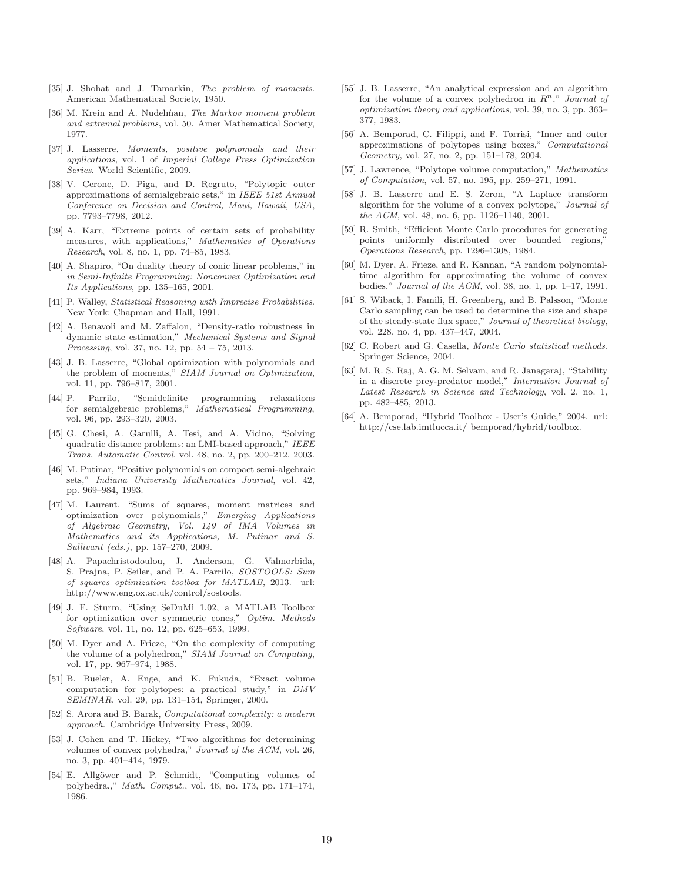[35] J. Shohat and J. Tamarkin, *The problem of moments*. American Mathematical Society, 1950.

[36] M. Krein and A. Nudelḿan, *The Markov moment problem and extremal problems*, vol. 50. Amer Mathematical Society, 1977.

[37] J. Lasserre, *Moments, positive polynomials and their applications*, vol. 1 of *Imperial College Press Optimization Series*. World Scientific, 2009.

[38] V. Cerone, D. Piga, and D. Regruto, "Polytopic outer approximations of semialgebraic sets," in *IEEE 51st Annual Conference on Decision and Control, Maui, Hawaii, USA*, pp. 7793–7798, 2012.

[39] A. Karr, "Extreme points of certain sets of probability measures, with applications," *Mathematics of Operations Research*, vol. 8, no. 1, pp. 74–85, 1983.

[40] A. Shapiro, "On duality theory of conic linear problems," in *in Semi-Infinite Programming: Nonconvex Optimization and Its Applications*, pp. 135–165, 2001.

[41] P. Walley, *Statistical Reasoning with Imprecise Probabilities*. New York: Chapman and Hall, 1991.

[42] A. Benavoli and M. Zaffalon, "Density-ratio robustness in dynamic state estimation," *Mechanical Systems and Signal Processing*, vol. 37, no. 12, pp. 54 – 75, 2013.

[43] J. B. Lasserre, "Global optimization with polynomials and the problem of moments," *SIAM Journal on Optimization*, vol. 11, pp. 796–817, 2001.

[44] P. Parrilo, "Semidefinite programming relaxations for semialgebraic problems," *Mathematical Programming*, vol. 96, pp. 293–320, 2003.

[45] G. Chesi, A. Garulli, A. Tesi, and A. Vicino, "Solving quadratic distance problems: an LMI-based approach," *IEEE Trans. Automatic Control*, vol. 48, no. 2, pp. 200–212, 2003.

[46] M. Putinar, "Positive polynomials on compact semi-algebraic sets," *Indiana University Mathematics Journal*, vol. 42, pp. 969–984, 1993.

[47] M. Laurent, "Sums of squares, moment matrices and optimization over polynomials," *Emerging Applications of Algebraic Geometry, Vol. 149 of IMA Volumes in Mathematics and its Applications, M. Putinar and S. Sullivant (eds.)*, pp. 157–270, 2009.

[48] A. Papachristodoulou, J. Anderson, G. Valmorbida, S. Prajna, P. Seiler, and P. A. Parrilo, *SOSTOOLS: Sum of squares optimization toolbox for MATLAB*, 2013. url: http://www.eng.ox.ac.uk/control/sostools.

[49] J. F. Sturm, "Using SeDuMi 1.02, a MATLAB Toolbox for optimization over symmetric cones," *Optim. Methods Software*, vol. 11, no. 12, pp. 625–653, 1999.

[50] M. Dyer and A. Frieze, "On the complexity of computing the volume of a polyhedron," *SIAM Journal on Computing*, vol. 17, pp. 967–974, 1988.

[51] B. Bueler, A. Enge, and K. Fukuda, "Exact volume computation for polytopes: a practical study," in *DMV SEMINAR*, vol. 29, pp. 131–154, Springer, 2000.

[52] S. Arora and B. Barak, *Computational complexity: a modern approach*. Cambridge University Press, 2009.

[53] J. Cohen and T. Hickey, "Two algorithms for determining volumes of convex polyhedra," *Journal of the ACM*, vol. 26, no. 3, pp. 401–414, 1979.

[54] E. Allgöwer and P. Schmidt, "Computing volumes of polyhedra.," *Math. Comput.*, vol. 46, no. 173, pp. 171–174, 1986.

[55] J. B. Lasserre, "An analytical expression and an algorithm for the volume of a convex polyhedron in $R^n$," *Journal of optimization theory and applications*, vol. 39, no. 3, pp. 363–377, 1983.

[56] A. Bemporad, C. Filippi, and F. Torrisi, "Inner and outer approximations of polytopes using boxes," *Computational Geometry*, vol. 27, no. 2, pp. 151–178, 2004.

[57] J. Lawrence, "Polytope volume computation," *Mathematics of Computation*, vol. 57, no. 195, pp. 259–271, 1991.

[58] J. B. Lasserre and E. S. Zeron, "A Laplace transform algorithm for the volume of a convex polytope," *Journal of the ACM*, vol. 48, no. 6, pp. 1126–1140, 2001.

[59] R. Smith, "Efficient Monte Carlo procedures for generating points uniformly distributed over bounded regions," *Operations Research*, pp. 1296–1308, 1984.

[60] M. Dyer, A. Frieze, and R. Kannan, "A random polynomial-time algorithm for approximating the volume of convex bodies," *Journal of the ACM*, vol. 38, no. 1, pp. 1–17, 1991.

[61] S. Wiback, I. Famili, H. Greenberg, and B. Palsson, "Monte Carlo sampling can be used to determine the size and shape of the steady-state flux space," *Journal of theoretical biology*, vol. 228, no. 4, pp. 437–447, 2004.

[62] C. Robert and G. Casella, *Monte Carlo statistical methods*. Springer Science, 2004.

[63] M. R. S. Raj, A. G. M. Selvam, and R. Janagaraj, "Stability in a discrete prey-predator model," *Internation Journal of Latest Research in Science and Technology*, vol. 2, no. 1, pp. 482–485, 2013.

[64] A. Bemporad, "Hybrid Toolbox - User's Guide," 2004. url: http://cse.lab.imtlucca.it/ bemporad/hybrid/toolbox.